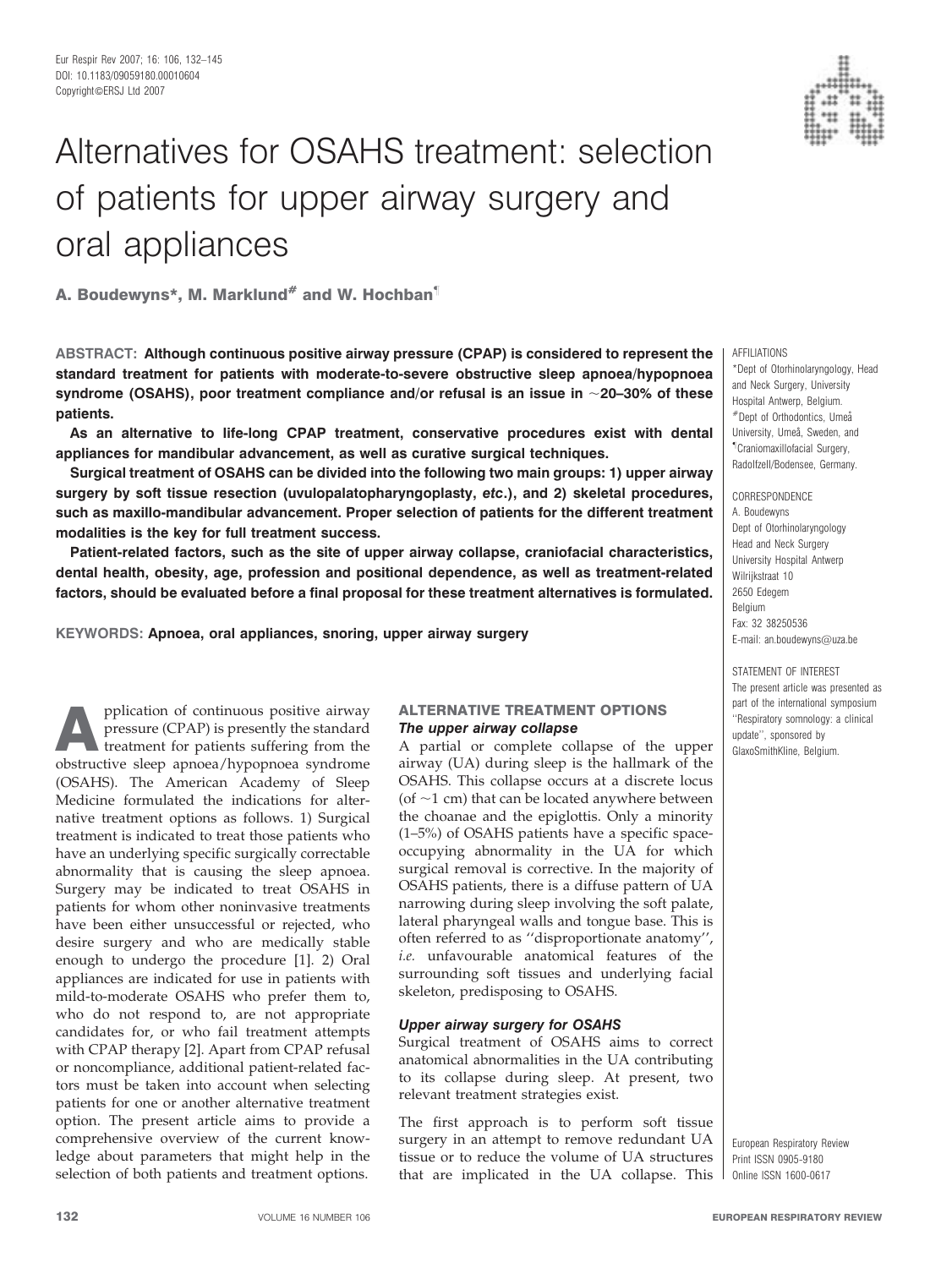# Alternatives for OSAHS treatment: selection of patients for upper airway surgery and oral appliances

**A. Boudewyns*, M. Marklund# and W. Hochban¶**

**ABSTRACT: Although continuous positive airway pressure (CPAP) is considered to represent the standard treatment for patients with moderate-to-severe obstructive sleep apnoea/hypopnoea syndrome (OSAHS), poor treatment compliance and/or refusal is an issue in ~20–30% of these patients.**

**As an alternative to life-long CPAP treatment, conservative procedures exist with dental appliances for mandibular advancement, as well as curative surgical techniques.**

**Surgical treatment of OSAHS can be divided into the following two main groups: 1) upper airway surgery by soft tissue resection (uvulopalatopharyngoplasty, *etc*.), and 2) skeletal procedures, such as maxillo-mandibular advancement. Proper selection of patients for the different treatment modalities is the key for full treatment success.**

**Patient-related factors, such as the site of upper airway collapse, craniofacial characteristics, dental health, obesity, age, profession and positional dependence, as well as treatment-related factors, should be evaluated before a final proposal for these treatment alternatives is formulated.**

**KEYWORDS: Apnoea, oral appliances, snoring, upper airway surgery**

AFFILIATIONS

*Dept of Otorhinolaryngology, Head and Neck Surgery, University Hospital Antwerp, Belgium.
#Dept of Orthodontics, Umeå University, Umeå, Sweden, and
¶Craniomaxillofacial Surgery, Radolfzell/Bodensee, Germany.

CORRESPONDENCE

A. Boudewyns
Dept of Otorhinolaryngology
Head and Neck Surgery
University Hospital Antwerp
Wilrijkstraat 10
2650 Edegem
Belgium
Fax: 32 38250536
E-mail: an.boudewyns@uza.be

STATEMENT OF INTEREST

The present article was presented as part of the international symposium ''Respiratory somnology: a clinical update'', sponsored by GlaxoSmithKline, Belgium.

Application of continuous positive airway pressure (CPAP) is presently the standard treatment for patients suffering from the obstructive sleep apnoea/hypopnoea syndrome (OSAHS). The American Academy of Sleep Medicine formulated the indications for alternative treatment options as follows. 1) Surgical treatment is indicated to treat those patients who have an underlying specific surgically correctable abnormality that is causing the sleep apnoea. Surgery may be indicated to treat OSAHS in patients for whom other noninvasive treatments have been either unsuccessful or rejected, who desire surgery and who are medically stable enough to undergo the procedure [1]. 2) Oral appliances are indicated for use in patients with mild-to-moderate OSAHS who prefer them to, who do not respond to, are not appropriate candidates for, or who fail treatment attempts with CPAP therapy [2]. Apart from CPAP refusal or noncompliance, additional patient-related factors must be taken into account when selecting patients for one or another alternative treatment option. The present article aims to provide a comprehensive overview of the current knowledge about parameters that might help in the selection of both patients and treatment options.

## ALTERNATIVE TREATMENT OPTIONS

### The upper airway collapse

A partial or complete collapse of the upper airway (UA) during sleep is the hallmark of the OSAHS. This collapse occurs at a discrete locus (of ~1 cm) that can be located anywhere between the choanae and the epiglottis. Only a minority (1–5%) of OSAHS patients have a specific space-occupying abnormality in the UA for which surgical removal is corrective. In the majority of OSAHS patients, there is a diffuse pattern of UA narrowing during sleep involving the soft palate, lateral pharyngeal walls and tongue base. This is often referred to as ''disproportionate anatomy'', *i.e.* unfavourable anatomical features of the surrounding soft tissues and underlying facial skeleton, predisposing to OSAHS.

### Upper airway surgery for OSAHS

Surgical treatment of OSAHS aims to correct anatomical abnormalities in the UA contributing to its collapse during sleep. At present, two relevant treatment strategies exist.

The first approach is to perform soft tissue surgery in an attempt to remove redundant UA tissue or to reduce the volume of UA structures that are implicated in the UA collapse. This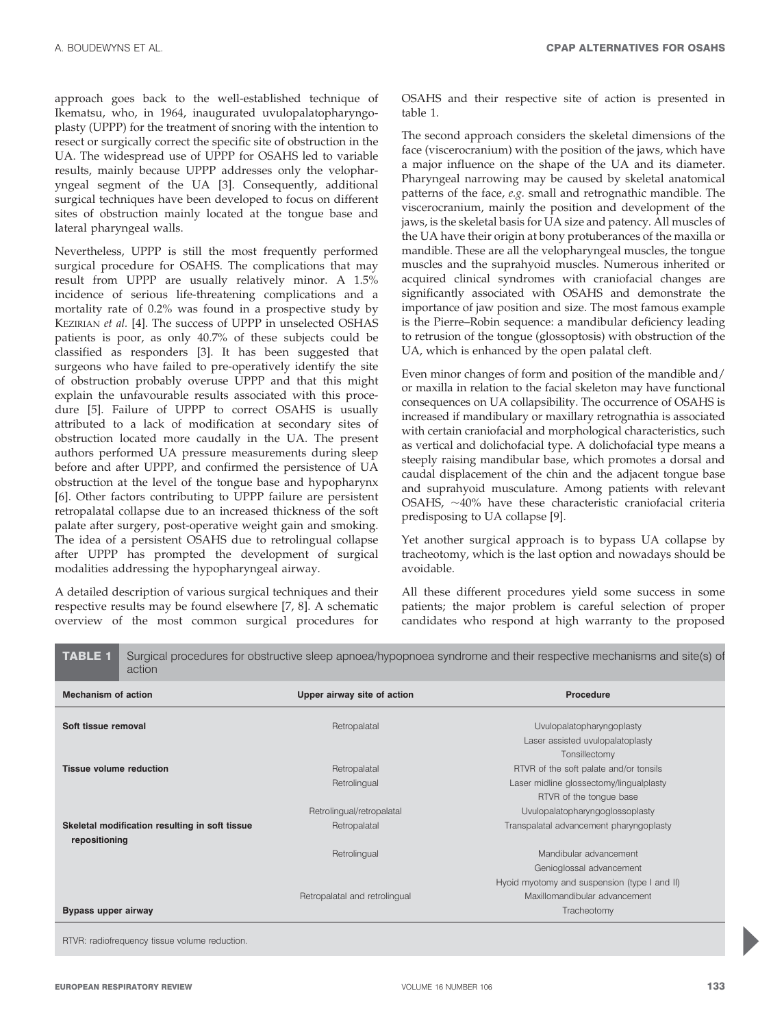approach goes back to the well-established technique of Ikematsu, who, in 1964, inaugurated uvulopalatopharyngoplasty (UPPP) for the treatment of snoring with the intention to resect or surgically correct the specific site of obstruction in the UA. The widespread use of UPPP for OSAHS led to variable results, mainly because UPPP addresses only the velopharyngeal segment of the UA [3]. Consequently, additional surgical techniques have been developed to focus on different sites of obstruction mainly located at the tongue base and lateral pharyngeal walls.

Nevertheless, UPPP is still the most frequently performed surgical procedure for OSAHS. The complications that may result from UPPP are usually relatively minor. A 1.5% incidence of serious life-threatening complications and a mortality rate of 0.2% was found in a prospective study by KEZIRIAN *et al.* [4]. The success of UPPP in unselected OSHAS patients is poor, as only 40.7% of these subjects could be classified as responders [3]. It has been suggested that surgeons who have failed to pre-operatively identify the site of obstruction probably overuse UPPP and that this might explain the unfavourable results associated with this procedure [5]. Failure of UPPP to correct OSAHS is usually attributed to a lack of modification at secondary sites of obstruction located more caudally in the UA. The present authors performed UA pressure measurements during sleep before and after UPPP, and confirmed the persistence of UA obstruction at the level of the tongue base and hypopharynx [6]. Other factors contributing to UPPP failure are persistent retropalatal collapse due to an increased thickness of the soft palate after surgery, post-operative weight gain and smoking. The idea of a persistent OSAHS due to retrolingual collapse after UPPP has prompted the development of surgical modalities addressing the hypopharyngeal airway.

A detailed description of various surgical techniques and their respective results may be found elsewhere [7, 8]. A schematic overview of the most common surgical procedures for OSAHS and their respective site of action is presented in table 1.

The second approach considers the skeletal dimensions of the face (viscerocranium) with the position of the jaws, which have a major influence on the shape of the UA and its diameter. Pharyngeal narrowing may be caused by skeletal anatomical patterns of the face, *e.g.* small and retrognathic mandible. The viscerocranium, mainly the position and development of the jaws, is the skeletal basis for UA size and patency. All muscles of the UA have their origin at bony protuberances of the maxilla or mandible. These are all the velopharyngeal muscles, the tongue muscles and the suprahyoid muscles. Numerous inherited or acquired clinical syndromes with craniofacial changes are significantly associated with OSAHS and demonstrate the importance of jaw position and size. The most famous example is the Pierre–Robin sequence: a mandibular deficiency leading to retrusion of the tongue (glossoptosis) with obstruction of the UA, which is enhanced by the open palatal cleft.

Even minor changes of form and position of the mandible and/or maxilla in relation to the facial skeleton may have functional consequences on UA collapsibility. The occurrence of OSAHS is increased if mandibulary or maxillary retrognathia is associated with certain craniofacial and morphological characteristics, such as vertical and dolichofacial type. A dolichofacial type means a steeply raising mandibular base, which promotes a dorsal and caudal displacement of the chin and the adjacent tongue base and suprahyoid musculature. Among patients with relevant OSAHS, ~40% have these characteristic craniofacial criteria predisposing to UA collapse [9].

Yet another surgical approach is to bypass UA collapse by tracheotomy, which is the last option and nowadays should be avoidable.

All these different procedures yield some success in some patients; the major problem is careful selection of proper candidates who respond at high warranty to the proposed

**TABLE 1** Surgical procedures for obstructive sleep apnoea/hypopnoea syndrome and their respective mechanisms and site(s) of action

| Mechanism of action | Upper airway site of action | Procedure |
|---|---|---|
| **Soft tissue removal** | Retropalatal | Uvulopalatopharyngoplasty |
| | | Laser assisted uvulopalatoplasty |
| | | Tonsillectomy |
| **Tissue volume reduction** | Retropalatal | RTVR of the soft palate and/or tonsils |
| | Retrolingual | Laser midline glossectomy/lingualplasty |
| | | RTVR of the tongue base |
| | Retrolingual/retropalatal | Uvulopalatopharyngoglossoplasty |
| **Skeletal modification resulting in soft tissue repositioning** | Retropalatal | Transpalatal advancement pharyngoplasty |
| | Retrolingual | Mandibular advancement |
| | | Genioglossal advancement |
| | | Hyoid myotomy and suspension (type I and II) |
| | Retropalatal and retrolingual | Maxillomandibular advancement |
| **Bypass upper airway** | | Tracheotomy |

RTVR: radiofrequency tissue volume reduction.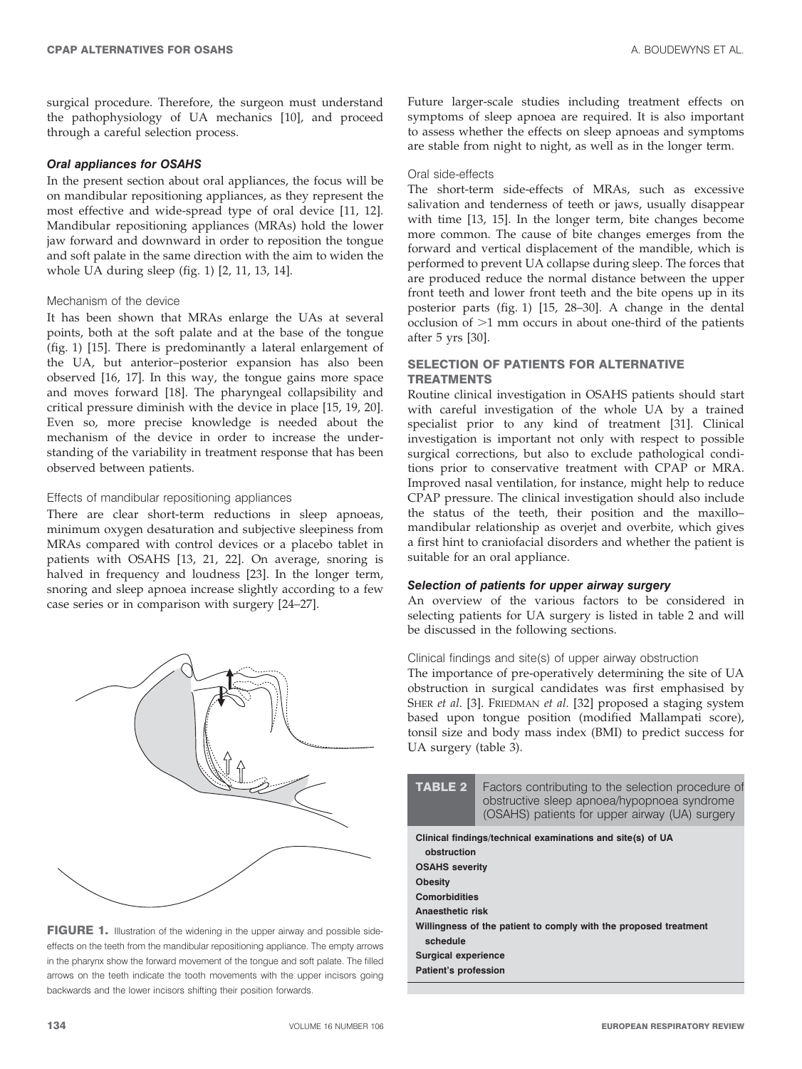surgical procedure. Therefore, the surgeon must understand the pathophysiology of UA mechanics [10], and proceed through a careful selection process.

### *Oral appliances for OSAHS*

In the present section about oral appliances, the focus will be on mandibular repositioning appliances, as they represent the most effective and wide-spread type of oral device [11, 12]. Mandibular repositioning appliances (MRAs) hold the lower jaw forward and downward in order to reposition the tongue and soft palate in the same direction with the aim to widen the whole UA during sleep (fig. 1) [2, 11, 13, 14].

#### Mechanism of the device

It has been shown that MRAs enlarge the UAs at several points, both at the soft palate and at the base of the tongue (fig. 1) [15]. There is predominantly a lateral enlargement of the UA, but anterior–posterior expansion has also been observed [16, 17]. In this way, the tongue gains more space and moves forward [18]. The pharyngeal collapsibility and critical pressure diminish with the device in place [15, 19, 20]. Even so, more precise knowledge is needed about the mechanism of the device in order to increase the understanding of the variability in treatment response that has been observed between patients.

#### Effects of mandibular repositioning appliances

There are clear short-term reductions in sleep apnoeas, minimum oxygen desaturation and subjective sleepiness from MRAs compared with control devices or a placebo tablet in patients with OSAHS [13, 21, 22]. On average, snoring is halved in frequency and loudness [23]. In the longer term, snoring and sleep apnoea increase slightly according to a few case series or in comparison with surgery [24–27].

**FIGURE 1.** Illustration of the widening in the upper airway and possible side-effects on the teeth from the mandibular repositioning appliance. The empty arrows in the pharynx show the forward movement of the tongue and soft palate. The filled arrows on the teeth indicate the tooth movements with the upper incisors going backwards and the lower incisors shifting their position forwards.

Future larger-scale studies including treatment effects on symptoms of sleep apnoea are required. It is also important to assess whether the effects on sleep apnoeas and symptoms are stable from night to night, as well as in the longer term.

#### Oral side-effects

The short-term side-effects of MRAs, such as excessive salivation and tenderness of teeth or jaws, usually disappear with time [13, 15]. In the longer term, bite changes become more common. The cause of bite changes emerges from the forward and vertical displacement of the mandible, which is performed to prevent UA collapse during sleep. The forces that are produced reduce the normal distance between the upper front teeth and lower front teeth and the bite opens up in its posterior parts (fig. 1) [15, 28–30]. A change in the dental occlusion of >1 mm occurs in about one-third of the patients after 5 yrs [30].

## SELECTION OF PATIENTS FOR ALTERNATIVE TREATMENTS

Routine clinical investigation in OSAHS patients should start with careful investigation of the whole UA by a trained specialist prior to any kind of treatment [31]. Clinical investigation is important not only with respect to possible surgical corrections, but also to exclude pathological conditions prior to conservative treatment with CPAP or MRA. Improved nasal ventilation, for instance, might help to reduce CPAP pressure. The clinical investigation should also include the status of the teeth, their position and the maxillo–mandibular relationship as overjet and overbite, which gives a first hint to craniofacial disorders and whether the patient is suitable for an oral appliance.

### *Selection of patients for upper airway surgery*

An overview of the various factors to be considered in selecting patients for UA surgery is listed in table 2 and will be discussed in the following sections.

#### Clinical findings and site(s) of upper airway obstruction

The importance of pre-operatively determining the site of UA obstruction in surgical candidates was first emphasised by SHER *et al.* [3]. FRIEDMAN *et al.* [32] proposed a staging system based upon tongue position (modified Mallampati score), tonsil size and body mass index (BMI) to predict success for UA surgery (table 3).

| **TABLE 2** Factors contributing to the selection procedure of obstructive sleep apnoea/hypopnoea syndrome (OSAHS) patients for upper airway (UA) surgery |
|---|
| **Clinical findings/technical examinations and site(s) of UA obstruction** |
| **OSAHS severity** |
| **Obesity** |
| **Comorbidities** |
| **Anaesthetic risk** |
| **Willingness of the patient to comply with the proposed treatment schedule** |
| **Surgical experience** |
| **Patient's profession** |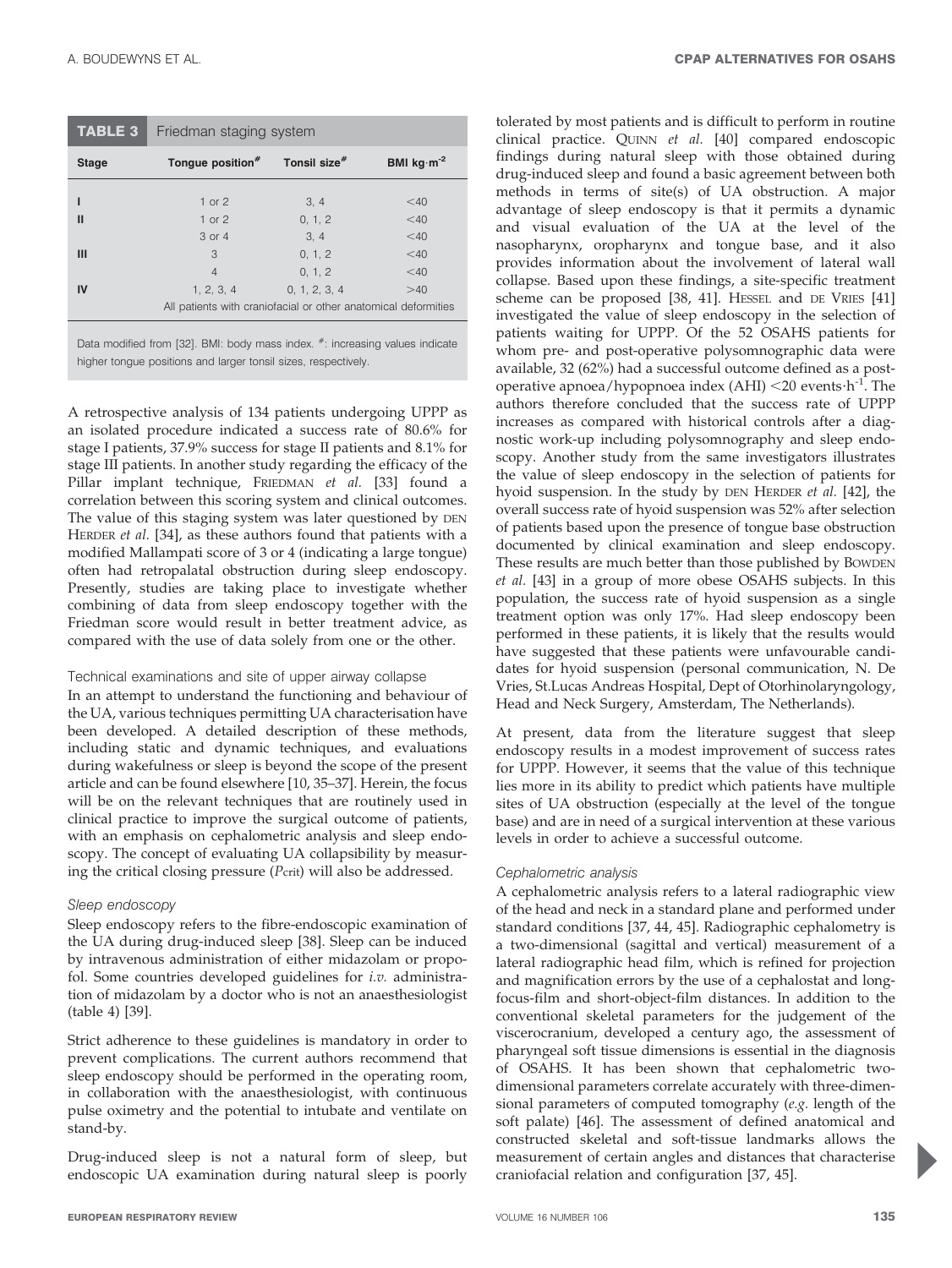**TABLE 3** Friedman staging system

| Stage | Tongue position# | Tonsil size# | BMI kg·m$^{-2}$ |
|---|---|---|---|
| I | 1 or 2 | 3, 4 | <40 |
| II | 1 or 2 | 0, 1, 2 | <40 |
| | 3 or 4 | 3, 4 | <40 |
| III | 3 | 0, 1, 2 | <40 |
| | 4 | 0, 1, 2 | <40 |
| IV | 1, 2, 3, 4 | 0, 1, 2, 3, 4 | >40 |
| | All patients with craniofacial or other anatomical deformities | | |

Data modified from [32]. BMI: body mass index. #: increasing values indicate higher tongue positions and larger tonsil sizes, respectively.

A retrospective analysis of 134 patients undergoing UPPP as an isolated procedure indicated a success rate of 80.6% for stage I patients, 37.9% success for stage II patients and 8.1% for stage III patients. In another study regarding the efficacy of the Pillar implant technique, FRIEDMAN *et al.* [33] found a correlation between this scoring system and clinical outcomes. The value of this staging system was later questioned by DEN HERDER *et al.* [34], as these authors found that patients with a modified Mallampati score of 3 or 4 (indicating a large tongue) often had retropalatal obstruction during sleep endoscopy. Presently, studies are taking place to investigate whether combining of data from sleep endoscopy together with the Friedman score would result in better treatment advice, as compared with the use of data solely from one or the other.

### Technical examinations and site of upper airway collapse

In an attempt to understand the functioning and behaviour of the UA, various techniques permitting UA characterisation have been developed. A detailed description of these methods, including static and dynamic techniques, and evaluations during wakefulness or sleep is beyond the scope of the present article and can be found elsewhere [10, 35–37]. Herein, the focus will be on the relevant techniques that are routinely used in clinical practice to improve the surgical outcome of patients, with an emphasis on cephalometric analysis and sleep endoscopy. The concept of evaluating UA collapsibility by measuring the critical closing pressure ($P_{crit}$) will also be addressed.

#### *Sleep endoscopy*

Sleep endoscopy refers to the fibre-endoscopic examination of the UA during drug-induced sleep [38]. Sleep can be induced by intravenous administration of either midazolam or propofol. Some countries developed guidelines for *i.v.* administration of midazolam by a doctor who is not an anaesthesiologist (table 4) [39].

Strict adherence to these guidelines is mandatory in order to prevent complications. The current authors recommend that sleep endoscopy should be performed in the operating room, in collaboration with the anaesthesiologist, with continuous pulse oximetry and the potential to intubate and ventilate on stand-by.

Drug-induced sleep is not a natural form of sleep, but endoscopic UA examination during natural sleep is poorly tolerated by most patients and is difficult to perform in routine clinical practice. QUINN *et al.* [40] compared endoscopic findings during natural sleep with those obtained during drug-induced sleep and found a basic agreement between both methods in terms of site(s) of UA obstruction. A major advantage of sleep endoscopy is that it permits a dynamic and visual evaluation of the UA at the level of the nasopharynx, oropharynx and tongue base, and it also provides information about the involvement of lateral wall collapse. Based upon these findings, a site-specific treatment scheme can be proposed [38, 41]. HESSEL and DE VRIES [41] investigated the value of sleep endoscopy in the selection of patients waiting for UPPP. Of the 52 OSAHS patients for whom pre- and post-operative polysomnographic data were available, 32 (62%) had a successful outcome defined as a post-operative apnoea/hypopnoea index (AHI) <20 events·h$^{-1}$. The authors therefore concluded that the success rate of UPPP increases as compared with historical controls after a diagnostic work-up including polysomnography and sleep endoscopy. Another study from the same investigators illustrates the value of sleep endoscopy in the selection of patients for hyoid suspension. In the study by DEN HERDER *et al.* [42], the overall success rate of hyoid suspension was 52% after selection of patients based upon the presence of tongue base obstruction documented by clinical examination and sleep endoscopy. These results are much better than those published by BOWDEN *et al.* [43] in a group of more obese OSAHS subjects. In this population, the success rate of hyoid suspension as a single treatment option was only 17%. Had sleep endoscopy been performed in these patients, it is likely that the results would have suggested that these patients were unfavourable candidates for hyoid suspension (personal communication, N. De Vries, St.Lucas Andreas Hospital, Dept of Otorhinolaryngology, Head and Neck Surgery, Amsterdam, The Netherlands).

At present, data from the literature suggest that sleep endoscopy results in a modest improvement of success rates for UPPP. However, it seems that the value of this technique lies more in its ability to predict which patients have multiple sites of UA obstruction (especially at the level of the tongue base) and are in need of a surgical intervention at these various levels in order to achieve a successful outcome.

#### *Cephalometric analysis*

A cephalometric analysis refers to a lateral radiographic view of the head and neck in a standard plane and performed under standard conditions [37, 44, 45]. Radiographic cephalometry is a two-dimensional (sagittal and vertical) measurement of a lateral radiographic head film, which is refined for projection and magnification errors by the use of a cephalostat and long-focus-film and short-object-film distances. In addition to the conventional skeletal parameters for the judgement of the viscerocranium, developed a century ago, the assessment of pharyngeal soft tissue dimensions is essential in the diagnosis of OSAHS. It has been shown that cephalometric two-dimensional parameters correlate accurately with three-dimensional parameters of computed tomography (*e.g.* length of the soft palate) [46]. The assessment of defined anatomical and constructed skeletal and soft-tissue landmarks allows the measurement of certain angles and distances that characterise craniofacial relation and configuration [37, 45].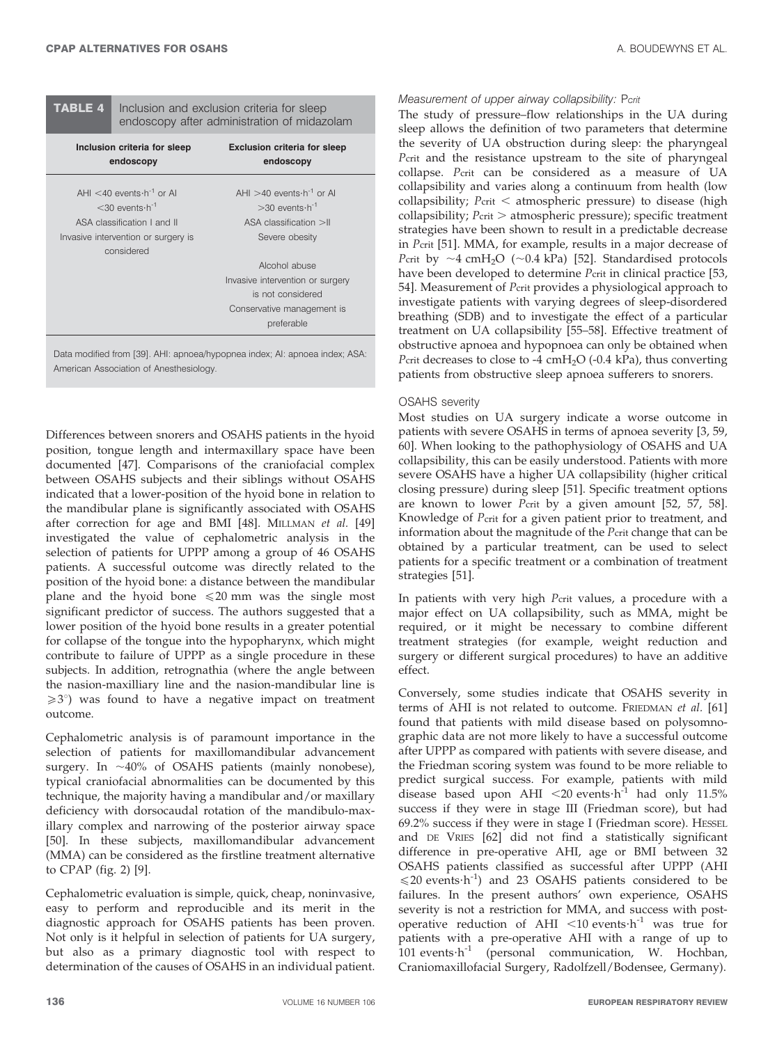**TABLE 4** Inclusion and exclusion criteria for sleep endoscopy after administration of midazolam

| Inclusion criteria for sleep endoscopy | Exclusion criteria for sleep endoscopy |
|---|---|
| AHI <40 events·h$^{-1}$ or AI <30 events·h$^{-1}$ | AHI >40 events·h$^{-1}$ or AI >30 events·h$^{-1}$ |
| ASA classification I and II | ASA classification >II |
| Invasive intervention or surgery is considered | Severe obesity |
| | Alcohol abuse |
| | Invasive intervention or surgery is not considered |
| | Conservative management is preferable |

Data modified from [39]. AHI: apnoea/hypopnea index; AI: apnoea index; ASA: American Association of Anesthesiology.

Differences between snorers and OSAHS patients in the hyoid position, tongue length and intermaxillary space have been documented [47]. Comparisons of the craniofacial complex between OSAHS subjects and their siblings without OSAHS indicated that a lower-position of the hyoid bone in relation to the mandibular plane is significantly associated with OSAHS after correction for age and BMI [48]. MILLMAN *et al.* [49] investigated the value of cephalometric analysis in the selection of patients for UPPP among a group of 46 OSAHS patients. A successful outcome was directly related to the position of the hyoid bone: a distance between the mandibular plane and the hyoid bone ⩽20 mm was the single most significant predictor of success. The authors suggested that a lower position of the hyoid bone results in a greater potential for collapse of the tongue into the hypopharynx, which might contribute to failure of UPPP as a single procedure in these subjects. In addition, retrognathia (where the angle between the nasion-maxilliary line and the nasion-mandibular line is ⩾3°) was found to have a negative impact on treatment outcome.

Cephalometric analysis is of paramount importance in the selection of patients for maxillomandibular advancement surgery. In ~40% of OSAHS patients (mainly nonobese), typical craniofacial abnormalities can be documented by this technique, the majority having a mandibular and/or maxillary deficiency with dorsocaudal rotation of the mandibulo-maxillary complex and narrowing of the posterior airway space [50]. In these subjects, maxillomandibular advancement (MMA) can be considered as the firstline treatment alternative to CPAP (fig. 2) [9].

Cephalometric evaluation is simple, quick, cheap, noninvasive, easy to perform and reproducible and its merit in the diagnostic approach for OSAHS patients has been proven. Not only is it helpful in selection of patients for UA surgery, but also as a primary diagnostic tool with respect to determination of the causes of OSAHS in an individual patient.

#### *Measurement of upper airway collapsibility: $P_{crit}$*

The study of pressure–flow relationships in the UA during sleep allows the definition of two parameters that determine the severity of UA obstruction during sleep: the pharyngeal $P_{crit}$ and the resistance upstream to the site of pharyngeal collapse. $P_{crit}$ can be considered as a measure of UA collapsibility and varies along a continuum from health (low collapsibility; $P_{crit}$ < atmospheric pressure) to disease (high collapsibility; $P_{crit}$ > atmospheric pressure); specific treatment strategies have been shown to result in a predictable decrease in $P_{crit}$ [51]. MMA, for example, results in a major decrease of $P_{crit}$ by ~4 $cmH_2O$ (~0.4 kPa) [52]. Standardised protocols have been developed to determine $P_{crit}$ in clinical practice [53, 54]. Measurement of $P_{crit}$ provides a physiological approach to investigate patients with varying degrees of sleep-disordered breathing (SDB) and to investigate the effect of a particular treatment on UA collapsibility [55–58]. Effective treatment of obstructive apnoea and hypopnoea can only be obtained when $P_{crit}$ decreases to close to -4 $cmH_2O$ (-0.4 kPa), thus converting patients from obstructive sleep apnoea sufferers to snorers.

#### OSAHS severity

Most studies on UA surgery indicate a worse outcome in patients with severe OSAHS in terms of apnoea severity [3, 59, 60]. When looking to the pathophysiology of OSAHS and UA collapsibility, this can be easily understood. Patients with more severe OSAHS have a higher UA collapsibility (higher critical closing pressure) during sleep [51]. Specific treatment options are known to lower $P_{crit}$ by a given amount [52, 57, 58]. Knowledge of $P_{crit}$ for a given patient prior to treatment, and information about the magnitude of the $P_{crit}$ change that can be obtained by a particular treatment, can be used to select patients for a specific treatment or a combination of treatment strategies [51].

In patients with very high $P_{crit}$ values, a procedure with a major effect on UA collapsibility, such as MMA, might be required, or it might be necessary to combine different treatment strategies (for example, weight reduction and surgery or different surgical procedures) to have an additive effect.

Conversely, some studies indicate that OSAHS severity in terms of AHI is not related to outcome. FRIEDMAN *et al.* [61] found that patients with mild disease based on polysomnographic data are not more likely to have a successful outcome after UPPP as compared with patients with severe disease, and the Friedman scoring system was found to be more reliable to predict surgical success. For example, patients with mild disease based upon AHI <20 events·h$^{-1}$ had only 11.5% success if they were in stage III (Friedman score), but had 69.2% success if they were in stage I (Friedman score). HESSEL and DE VRIES [62] did not find a statistically significant difference in pre-operative AHI, age or BMI between 32 OSAHS patients classified as successful after UPPP (AHI ⩽20 events·h$^{-1}$) and 23 OSAHS patients considered to be failures. In the present authors' own experience, OSAHS severity is not a restriction for MMA, and success with post-operative reduction of AHI <10 events·h$^{-1}$ was true for patients with a pre-operative AHI with a range of up to 101 events·h$^{-1}$ (personal communication, W. Hochban, Craniomaxillofacial Surgery, Radolfzell/Bodensee, Germany).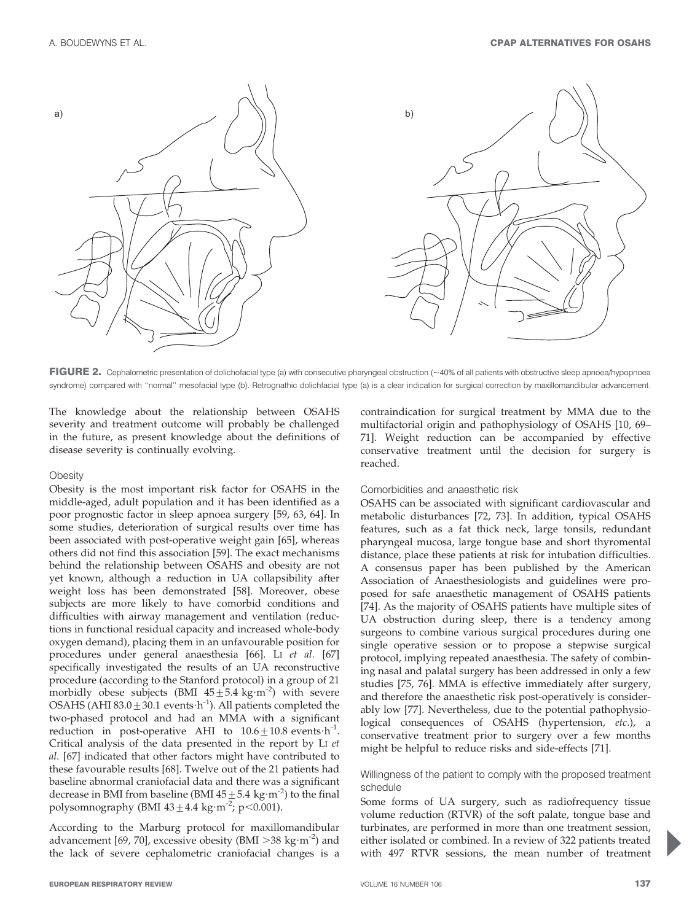FIGURE 2. Cephalometric presentation of dolichofacial type (a) with consecutive pharyngeal obstruction (~40% of all patients with obstructive sleep apnoea/hypopnoea syndrome) compared with "normal" mesofacial type (b). Retrognathic dolichfacial type (a) is a clear indication for surgical correction by maxillomandibular advancement.

The knowledge about the relationship between OSAHS severity and treatment outcome will probably be challenged in the future, as present knowledge about the definitions of disease severity is continually evolving.

### Obesity

Obesity is the most important risk factor for OSAHS in the middle-aged, adult population and it has been identified as a poor prognostic factor in sleep apnoea surgery [59, 63, 64]. In some studies, deterioration of surgical results over time has been associated with post-operative weight gain [65], whereas others did not find this association [59]. The exact mechanisms behind the relationship between OSAHS and obesity are not yet known, although a reduction in UA collapsibility after weight loss has been demonstrated [58]. Moreover, obese subjects are more likely to have comorbid conditions and difficulties with airway management and ventilation (reductions in functional residual capacity and increased whole-body oxygen demand), placing them in an unfavourable position for procedures under general anaesthesia [66]. Li *et al.* [67] specifically investigated the results of an UA reconstructive procedure (according to the Stanford protocol) in a group of 21 morbidly obese subjects (BMI $45 \pm 5.4$ kg·m$^{-2}$) with severe OSAHS (AHI $83.0 \pm 30.1$ events·h$^{-1}$). All patients completed the two-phased protocol and had an MMA with a significant reduction in post-operative AHI to $10.6 \pm 10.8$ events·h$^{-1}$. Critical analysis of the data presented in the report by Li *et al.* [67] indicated that other factors might have contributed to these favourable results [68]. Twelve out of the 21 patients had baseline abnormal craniofacial data and there was a significant decrease in BMI from baseline (BMI $45 \pm 5.4$ kg·m$^{-2}$) to the final polysomnography (BMI $43 \pm 4.4$ kg·m$^{-2}$; $p<0.001$).

According to the Marburg protocol for maxillomandibular advancement [69, 70], excessive obesity (BMI $>38$ kg·m$^{-2}$) and the lack of severe cephalometric craniofacial changes is a contraindication for surgical treatment by MMA due to the multifactorial origin and pathophysiology of OSAHS [10, 69–71]. Weight reduction can be accompanied by effective conservative treatment until the decision for surgery is reached.

### Comorbidities and anaesthetic risk

OSAHS can be associated with significant cardiovascular and metabolic disturbances [72, 73]. In addition, typical OSAHS features, such as a fat thick neck, large tonsils, redundant pharyngeal mucosa, large tongue base and short thyromental distance, place these patients at risk for intubation difficulties. A consensus paper has been published by the American Association of Anaesthesiologists and guidelines were proposed for safe anaesthetic management of OSAHS patients [74]. As the majority of OSAHS patients have multiple sites of UA obstruction during sleep, there is a tendency among surgeons to combine various surgical procedures during one single operative session or to propose a stepwise surgical protocol, implying repeated anaesthesia. The safety of combining nasal and palatal surgery has been addressed in only a few studies [75, 76]. MMA is effective immediately after surgery, and therefore the anaesthetic risk post-operatively is considerably low [77]. Nevertheless, due to the potential pathophysiological consequences of OSAHS (hypertension, *etc.*), a conservative treatment prior to surgery over a few months might be helpful to reduce risks and side-effects [71].

### Willingness of the patient to comply with the proposed treatment schedule

Some forms of UA surgery, such as radiofrequency tissue volume reduction (RTVR) of the soft palate, tongue base and turbinates, are performed in more than one treatment session, either isolated or combined. In a review of 322 patients treated with 497 RTVR sessions, the mean number of treatment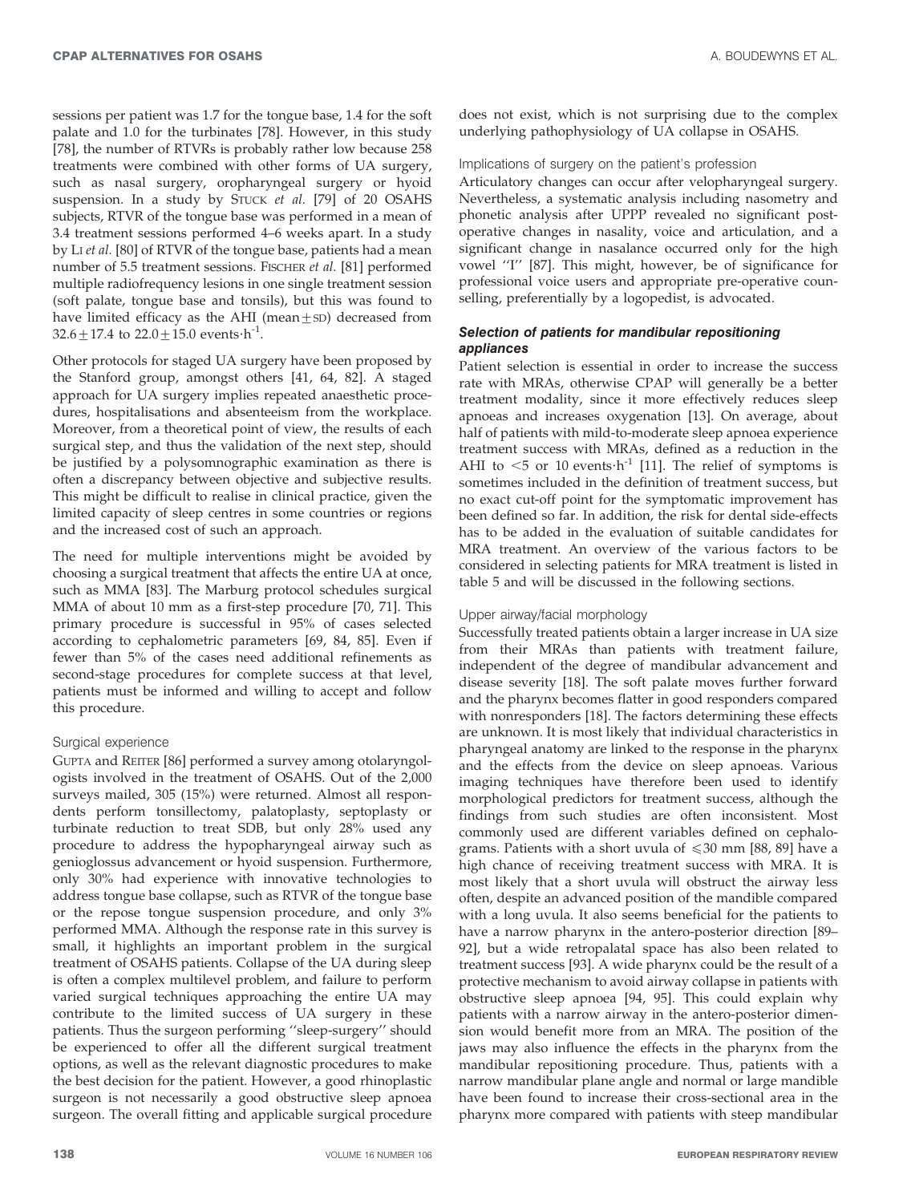sessions per patient was 1.7 for the tongue base, 1.4 for the soft palate and 1.0 for the turbinates [78]. However, in this study [78], the number of RTVRs is probably rather low because 258 treatments were combined with other forms of UA surgery, such as nasal surgery, oropharyngeal surgery or hyoid suspension. In a study by STUCK *et al.* [79] of 20 OSAHS subjects, RTVR of the tongue base was performed in a mean of 3.4 treatment sessions performed 4–6 weeks apart. In a study by LI *et al.* [80] of RTVR of the tongue base, patients had a mean number of 5.5 treatment sessions. FISCHER *et al.* [81] performed multiple radiofrequency lesions in one single treatment session (soft palate, tongue base and tonsils), but this was found to have limited efficacy as the AHI (mean $\pm$ SD) decreased from $32.6 \pm 17.4$ to $22.0 \pm 15.0$ events·h$^{-1}$.

Other protocols for staged UA surgery have been proposed by the Stanford group, amongst others [41, 64, 82]. A staged approach for UA surgery implies repeated anaesthetic procedures, hospitalisations and absenteeism from the workplace. Moreover, from a theoretical point of view, the results of each surgical step, and thus the validation of the next step, should be justified by a polysomnographic examination as there is often a discrepancy between objective and subjective results. This might be difficult to realise in clinical practice, given the limited capacity of sleep centres in some countries or regions and the increased cost of such an approach.

The need for multiple interventions might be avoided by choosing a surgical treatment that affects the entire UA at once, such as MMA [83]. The Marburg protocol schedules surgical MMA of about 10 mm as a first-step procedure [70, 71]. This primary procedure is successful in 95% of cases selected according to cephalometric parameters [69, 84, 85]. Even if fewer than 5% of the cases need additional refinements as second-stage procedures for complete success at that level, patients must be informed and willing to accept and follow this procedure.

#### Surgical experience

GUPTA and REITER [86] performed a survey among otolaryngologists involved in the treatment of OSAHS. Out of the 2,000 surveys mailed, 305 (15%) were returned. Almost all respondents perform tonsillectomy, palatoplasty, septoplasty or turbinate reduction to treat SDB, but only 28% used any procedure to address the hypopharyngeal airway such as genioglossus advancement or hyoid suspension. Furthermore, only 30% had experience with innovative technologies to address tongue base collapse, such as RTVR of the tongue base or the repose tongue suspension procedure, and only 3% performed MMA. Although the response rate in this survey is small, it highlights an important problem in the surgical treatment of OSAHS patients. Collapse of the UA during sleep is often a complex multilevel problem, and failure to perform varied surgical techniques approaching the entire UA may contribute to the limited success of UA surgery in these patients. Thus the surgeon performing ''sleep-surgery'' should be experienced to offer all the different surgical treatment options, as well as the relevant diagnostic procedures to make the best decision for the patient. However, a good rhinoplastic surgeon is not necessarily a good obstructive sleep apnoea surgeon. The overall fitting and applicable surgical procedure does not exist, which is not surprising due to the complex underlying pathophysiology of UA collapse in OSAHS.

#### Implications of surgery on the patient's profession

Articulatory changes can occur after velopharyngeal surgery. Nevertheless, a systematic analysis including nasometry and phonetic analysis after UPPP revealed no significant postoperative changes in nasality, voice and articulation, and a significant change in nasalance occurred only for the high vowel ''I'' [87]. This might, however, be of significance for professional voice users and appropriate pre-operative counselling, preferentially by a logopedist, is advocated.

### Selection of patients for mandibular repositioning appliances

Patient selection is essential in order to increase the success rate with MRAs, otherwise CPAP will generally be a better treatment modality, since it more effectively reduces sleep apnoeas and increases oxygenation [13]. On average, about half of patients with mild-to-moderate sleep apnoea experience treatment success with MRAs, defined as a reduction in the AHI to $<5$ or 10 events·h$^{-1}$ [11]. The relief of symptoms is sometimes included in the definition of treatment success, but no exact cut-off point for the symptomatic improvement has been defined so far. In addition, the risk for dental side-effects has to be added in the evaluation of suitable candidates for MRA treatment. An overview of the various factors to be considered in selecting patients for MRA treatment is listed in table 5 and will be discussed in the following sections.

#### Upper airway/facial morphology

Successfully treated patients obtain a larger increase in UA size from their MRAs than patients with treatment failure, independent of the degree of mandibular advancement and disease severity [18]. The soft palate moves further forward and the pharynx becomes flatter in good responders compared with nonresponders [18]. The factors determining these effects are unknown. It is most likely that individual characteristics in pharyngeal anatomy are linked to the response in the pharynx and the effects from the device on sleep apnoeas. Various imaging techniques have therefore been used to identify morphological predictors for treatment success, although the findings from such studies are often inconsistent. Most commonly used are different variables defined on cephalograms. Patients with a short uvula of $\leqslant 30$ mm [88, 89] have a high chance of receiving treatment success with MRA. It is most likely that a short uvula will obstruct the airway less often, despite an advanced position of the mandible compared with a long uvula. It also seems beneficial for the patients to have a narrow pharynx in the antero-posterior direction [89–92], but a wide retropalatal space has also been related to treatment success [93]. A wide pharynx could be the result of a protective mechanism to avoid airway collapse in patients with obstructive sleep apnoea [94, 95]. This could explain why patients with a narrow airway in the antero-posterior dimension would benefit more from an MRA. The position of the jaws may also influence the effects in the pharynx from the mandibular repositioning procedure. Thus, patients with a narrow mandibular plane angle and normal or large mandible have been found to increase their cross-sectional area in the pharynx more compared with patients with steep mandibular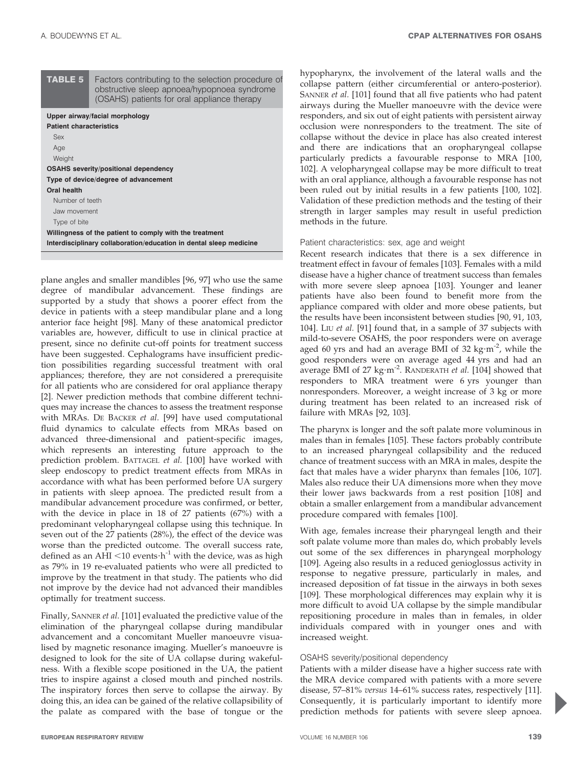**TABLE 5** Factors contributing to the selection procedure of obstructive sleep apnoea/hypopnoea syndrome (OSAHS) patients for oral appliance therapy

| |
|---|
| **Upper airway/facial morphology** |
| **Patient characteristics** |
| Sex |
| Age |
| Weight |
| **OSAHS severity/positional dependency** |
| **Type of device/degree of advancement** |
| **Oral health** |
| Number of teeth |
| Jaw movement |
| Type of bite |
| **Willingness of the patient to comply with the treatment** |
| **Interdisciplinary collaboration/education in dental sleep medicine** |

plane angles and smaller mandibles [96, 97] who use the same degree of mandibular advancement. These findings are supported by a study that shows a poorer effect from the device in patients with a steep mandibular plane and a long anterior face height [98]. Many of these anatomical predictor variables are, however, difficult to use in clinical practice at present, since no definite cut-off points for treatment success have been suggested. Cephalograms have insufficient prediction possibilities regarding successful treatment with oral appliances; therefore, they are not considered a prerequisite for all patients who are considered for oral appliance therapy [2]. Newer prediction methods that combine different techniques may increase the chances to assess the treatment response with MRAs. De Backer *et al.* [99] have used computational fluid dynamics to calculate effects from MRAs based on advanced three-dimensional and patient-specific images, which represents an interesting future approach to the prediction problem. Battagel *et al.* [100] have worked with sleep endoscopy to predict treatment effects from MRAs in accordance with what has been performed before UA surgery in patients with sleep apnoea. The predicted result from a mandibular advancement procedure was confirmed, or better, with the device in place in 18 of 27 patients (67%) with a predominant velopharyngeal collapse using this technique. In seven out of the 27 patients (28%), the effect of the device was worse than the predicted outcome. The overall success rate, defined as an AHI <10 events$\cdot$h$^{-1}$ with the device, was as high as 79% in 19 re-evaluated patients who were all predicted to improve by the treatment in that study. The patients who did not improve by the device had not advanced their mandibles optimally for treatment success.

Finally, Sanner *et al.* [101] evaluated the predictive value of the elimination of the pharyngeal collapse during mandibular advancement and a concomitant Mueller manoeuvre visualised by magnetic resonance imaging. Mueller's manoeuvre is designed to look for the site of UA collapse during wakefulness. With a flexible scope positioned in the UA, the patient tries to inspire against a closed mouth and pinched nostrils. The inspiratory forces then serve to collapse the airway. By doing this, an idea can be gained of the relative collapsibility of the palate as compared with the base of tongue or the hypopharynx, the involvement of the lateral walls and the collapse pattern (either circumferential or antero-posterior). Sanner *et al.* [101] found that all five patients who had patent airways during the Mueller manoeuvre with the device were responders, and six out of eight patients with persistent airway occlusion were nonresponders to the treatment. The site of collapse without the device in place has also created interest and there are indications that an oropharyngeal collapse particularly predicts a favourable response to MRA [100, 102]. A velopharyngeal collapse may be more difficult to treat with an oral appliance, although a favourable response has not been ruled out by initial results in a few patients [100, 102]. Validation of these prediction methods and the testing of their strength in larger samples may result in useful prediction methods in the future.

### Patient characteristics: sex, age and weight

Recent research indicates that there is a sex difference in treatment effect in favour of females [103]. Females with a mild disease have a higher chance of treatment success than females with more severe sleep apnoea [103]. Younger and leaner patients have also been found to benefit more from the appliance compared with older and more obese patients, but the results have been inconsistent between studies [90, 91, 103, 104]. Liu *et al.* [91] found that, in a sample of 37 subjects with mild-to-severe OSAHS, the poor responders were on average aged 60 yrs and had an average BMI of 32 kg$\cdot$m$^{-2}$, while the good responders were on average aged 44 yrs and had an average BMI of 27 kg$\cdot$m$^{-2}$. Randerath *et al.* [104] showed that responders to MRA treatment were 6 yrs younger than nonresponders. Moreover, a weight increase of 3 kg or more during treatment has been related to an increased risk of failure with MRAs [92, 103].

The pharynx is longer and the soft palate more voluminous in males than in females [105]. These factors probably contribute to an increased pharyngeal collapsibility and the reduced chance of treatment success with an MRA in males, despite the fact that males have a wider pharynx than females [106, 107]. Males also reduce their UA dimensions more when they move their lower jaws backwards from a rest position [108] and obtain a smaller enlargement from a mandibular advancement procedure compared with females [100].

With age, females increase their pharyngeal length and their soft palate volume more than males do, which probably levels out some of the sex differences in pharyngeal morphology [109]. Ageing also results in a reduced genioglossus activity in response to negative pressure, particularly in males, and increased deposition of fat tissue in the airways in both sexes [109]. These morphological differences may explain why it is more difficult to avoid UA collapse by the simple mandibular repositioning procedure in males than in females, in older individuals compared with in younger ones and with increased weight.

### OSAHS severity/positional dependency

Patients with a milder disease have a higher success rate with the MRA device compared with patients with a more severe disease, 57–81% *versus* 14–61% success rates, respectively [11]. Consequently, it is particularly important to identify more prediction methods for patients with severe sleep apnoea.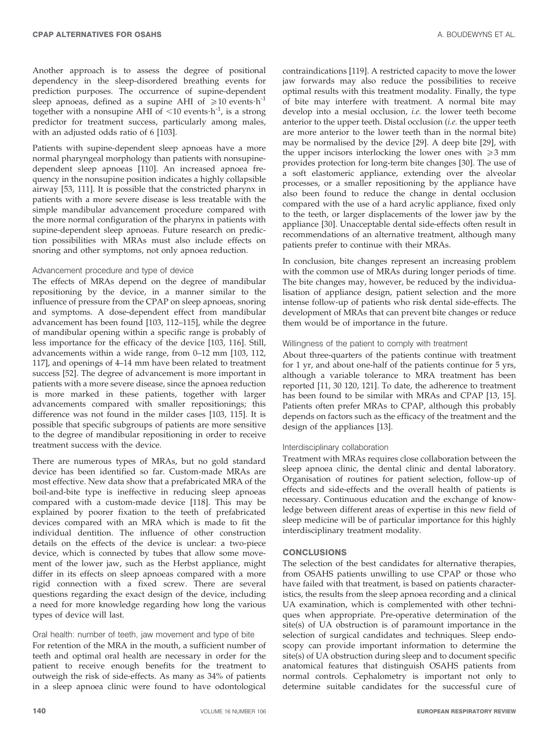Another approach is to assess the degree of positional dependency in the sleep-disordered breathing events for prediction purposes. The occurrence of supine-dependent sleep apnoeas, defined as a supine AHI of $\geqslant$10 events·h$^{-1}$ together with a nonsupine AHI of <10 events·h$^{-1}$, is a strong predictor for treatment success, particularly among males, with an adjusted odds ratio of 6 [103].

Patients with supine-dependent sleep apnoeas have a more normal pharyngeal morphology than patients with nonsupine-dependent sleep apnoeas [110]. An increased apnoea frequency in the nonsupine position indicates a highly collapsible airway [53, 111]. It is possible that the constricted pharynx in patients with a more severe disease is less treatable with the simple mandibular advancement procedure compared with the more normal configuration of the pharynx in patients with supine-dependent sleep apnoeas. Future research on prediction possibilities with MRAs must also include effects on snoring and other symptoms, not only apnoea reduction.

### Advancement procedure and type of device

The effects of MRAs depend on the degree of mandibular repositioning by the device, in a manner similar to the influence of pressure from the CPAP on sleep apnoeas, snoring and symptoms. A dose-dependent effect from mandibular advancement has been found [103, 112–115], while the degree of mandibular opening within a specific range is probably of less importance for the efficacy of the device [103, 116]. Still, advancements within a wide range, from 0–12 mm [103, 112, 117], and openings of 4–14 mm have been related to treatment success [52]. The degree of advancement is more important in patients with a more severe disease, since the apnoea reduction is more marked in these patients, together with larger advancements compared with smaller repositionings; this difference was not found in the milder cases [103, 115]. It is possible that specific subgroups of patients are more sensitive to the degree of mandibular repositioning in order to receive treatment success with the device.

There are numerous types of MRAs, but no gold standard device has been identified so far. Custom-made MRAs are most effective. New data show that a prefabricated MRA of the boil-and-bite type is ineffective in reducing sleep apnoeas compared with a custom-made device [118]. This may be explained by poorer fixation to the teeth of prefabricated devices compared with an MRA which is made to fit the individual dentition. The influence of other construction details on the effects of the device is unclear: a two-piece device, which is connected by tubes that allow some movement of the lower jaw, such as the Herbst appliance, might differ in its effects on sleep apnoeas compared with a more rigid connection with a fixed screw. There are several questions regarding the exact design of the device, including a need for more knowledge regarding how long the various types of device will last.

### Oral health: number of teeth, jaw movement and type of bite

For retention of the MRA in the mouth, a sufficient number of teeth and optimal oral health are necessary in order for the patient to receive enough benefits for the treatment to outweigh the risk of side-effects. As many as 34% of patients in a sleep apnoea clinic were found to have odontological contraindications [119]. A restricted capacity to move the lower jaw forwards may also reduce the possibilities to receive optimal results with this treatment modality. Finally, the type of bite may interfere with treatment. A normal bite may develop into a mesial occlusion, *i.e.* the lower teeth become anterior to the upper teeth. Distal occlusion (*i.e.* the upper teeth are more anterior to the lower teeth than in the normal bite) may be normalised by the device [29]. A deep bite [29], with the upper incisors interlocking the lower ones with $\geqslant$3 mm provides protection for long-term bite changes [30]. The use of a soft elastomeric appliance, extending over the alveolar processes, or a smaller repositioning by the appliance have also been found to reduce the change in dental occlusion compared with the use of a hard acrylic appliance, fixed only to the teeth, or larger displacements of the lower jaw by the appliance [30]. Unacceptable dental side-effects often result in recommendations of an alternative treatment, although many patients prefer to continue with their MRAs.

In conclusion, bite changes represent an increasing problem with the common use of MRAs during longer periods of time. The bite changes may, however, be reduced by the individualisation of appliance design, patient selection and the more intense follow-up of patients who risk dental side-effects. The development of MRAs that can prevent bite changes or reduce them would be of importance in the future.

### Willingness of the patient to comply with treatment

About three-quarters of the patients continue with treatment for 1 yr, and about one-half of the patients continue for 5 yrs, although a variable tolerance to MRA treatment has been reported [11, 30 120, 121]. To date, the adherence to treatment has been found to be similar with MRAs and CPAP [13, 15]. Patients often prefer MRAs to CPAP, although this probably depends on factors such as the efficacy of the treatment and the design of the appliances [13].

### Interdisciplinary collaboration

Treatment with MRAs requires close collaboration between the sleep apnoea clinic, the dental clinic and dental laboratory. Organisation of routines for patient selection, follow-up of effects and side-effects and the overall health of patients is necessary. Continuous education and the exchange of knowledge between different areas of expertise in this new field of sleep medicine will be of particular importance for this highly interdisciplinary treatment modality.

## CONCLUSIONS

The selection of the best candidates for alternative therapies, from OSAHS patients unwilling to use CPAP or those who have failed with that treatment, is based on patients characteristics, the results from the sleep apnoea recording and a clinical UA examination, which is complemented with other techniques when appropriate. Pre-operative determination of the site(s) of UA obstruction is of paramount importance in the selection of surgical candidates and techniques. Sleep endoscopy can provide important information to determine the site(s) of UA obstruction during sleep and to document specific anatomical features that distinguish OSAHS patients from normal controls. Cephalometry is important not only to determine suitable candidates for the successful cure of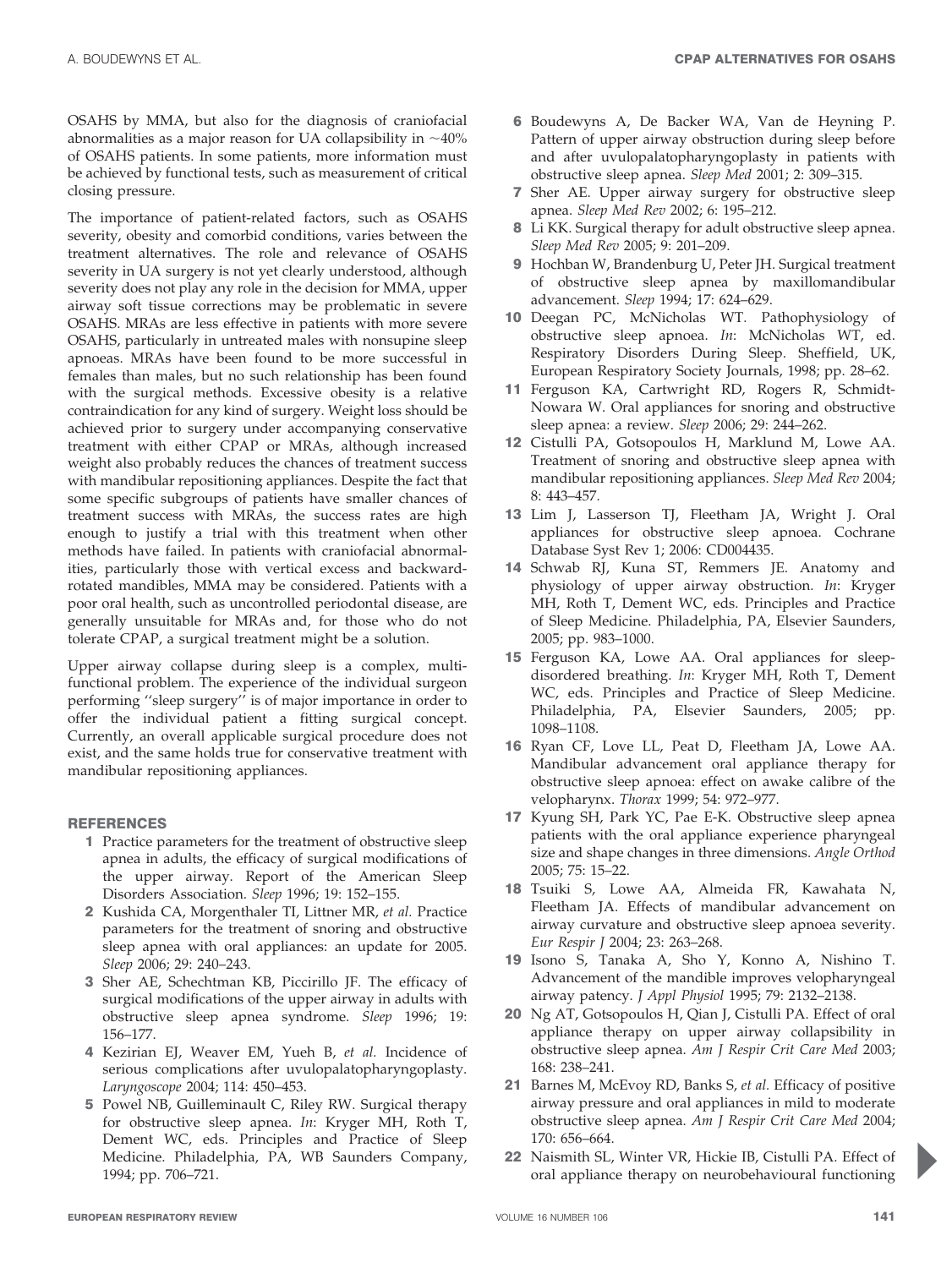OSAHS by MMA, but also for the diagnosis of craniofacial abnormalities as a major reason for UA collapsibility in ~40% of OSAHS patients. In some patients, more information must be achieved by functional tests, such as measurement of critical closing pressure.

The importance of patient-related factors, such as OSAHS severity, obesity and comorbid conditions, varies between the treatment alternatives. The role and relevance of OSAHS severity in UA surgery is not yet clearly understood, although severity does not play any role in the decision for MMA, upper airway soft tissue corrections may be problematic in severe OSAHS. MRAs are less effective in patients with more severe OSAHS, particularly in untreated males with nonsupine sleep apnoeas. MRAs have been found to be more successful in females than males, but no such relationship has been found with the surgical methods. Excessive obesity is a relative contraindication for any kind of surgery. Weight loss should be achieved prior to surgery under accompanying conservative treatment with either CPAP or MRAs, although increased weight also probably reduces the chances of treatment success with mandibular repositioning appliances. Despite the fact that some specific subgroups of patients have smaller chances of treatment success with MRAs, the success rates are high enough to justify a trial with this treatment when other methods have failed. In patients with craniofacial abnormalities, particularly those with vertical excess and backward-rotated mandibles, MMA may be considered. Patients with a poor oral health, such as uncontrolled periodontal disease, are generally unsuitable for MRAs and, for those who do not tolerate CPAP, a surgical treatment might be a solution.

Upper airway collapse during sleep is a complex, multi-functional problem. The experience of the individual surgeon performing ''sleep surgery'' is of major importance in order to offer the individual patient a fitting surgical concept. Currently, an overall applicable surgical procedure does not exist, and the same holds true for conservative treatment with mandibular repositioning appliances.

## REFERENCES

1. Practice parameters for the treatment of obstructive sleep apnea in adults, the efficacy of surgical modifications of the upper airway. Report of the American Sleep Disorders Association. *Sleep* 1996; 19: 152–155.
2. Kushida CA, Morgenthaler TI, Littner MR, *et al.* Practice parameters for the treatment of snoring and obstructive sleep apnea with oral appliances: an update for 2005. *Sleep* 2006; 29: 240–243.
3. Sher AE, Schechtman KB, Piccirillo JF. The efficacy of surgical modifications of the upper airway in adults with obstructive sleep apnea syndrome. *Sleep* 1996; 19: 156–177.
4. Kezirian EJ, Weaver EM, Yueh B, *et al.* Incidence of serious complications after uvulopalatopharyngoplasty. *Laryngoscope* 2004; 114: 450–453.
5. Powel NB, Guilleminault C, Riley RW. Surgical therapy for obstructive sleep apnea. *In*: Kryger MH, Roth T, Dement WC, eds. Principles and Practice of Sleep Medicine. Philadelphia, PA, WB Saunders Company, 1994; pp. 706–721.
6. Boudewyns A, De Backer WA, Van de Heyning P. Pattern of upper airway obstruction during sleep before and after uvulopalatopharyngoplasty in patients with obstructive sleep apnea. *Sleep Med* 2001; 2: 309–315.
7. Sher AE. Upper airway surgery for obstructive sleep apnea. *Sleep Med Rev* 2002; 6: 195–212.
8. Li KK. Surgical therapy for adult obstructive sleep apnea. *Sleep Med Rev* 2005; 9: 201–209.
9. Hochban W, Brandenburg U, Peter JH. Surgical treatment of obstructive sleep apnea by maxillomandibular advancement. *Sleep* 1994; 17: 624–629.
10. Deegan PC, McNicholas WT. Pathophysiology of obstructive sleep apnoea. *In*: McNicholas WT, ed. Respiratory Disorders During Sleep. Sheffield, UK, European Respiratory Society Journals, 1998; pp. 28–62.
11. Ferguson KA, Cartwright RD, Rogers R, Schmidt-Nowara W. Oral appliances for snoring and obstructive sleep apnea: a review. *Sleep* 2006; 29: 244–262.
12. Cistulli PA, Gotsopoulos H, Marklund M, Lowe AA. Treatment of snoring and obstructive sleep apnea with mandibular repositioning appliances. *Sleep Med Rev* 2004; 8: 443–457.
13. Lim J, Lasserson TJ, Fleetham JA, Wright J. Oral appliances for obstructive sleep apnoea. Cochrane Database Syst Rev 1; 2006: CD004435.
14. Schwab RJ, Kuna ST, Remmers JE. Anatomy and physiology of upper airway obstruction. *In*: Kryger MH, Roth T, Dement WC, eds. Principles and Practice of Sleep Medicine. Philadelphia, PA, Elsevier Saunders, 2005; pp. 983–1000.
15. Ferguson KA, Lowe AA. Oral appliances for sleep-disordered breathing. *In*: Kryger MH, Roth T, Dement WC, eds. Principles and Practice of Sleep Medicine. Philadelphia, PA, Elsevier Saunders, 2005; pp. 1098–1108.
16. Ryan CF, Love LL, Peat D, Fleetham JA, Lowe AA. Mandibular advancement oral appliance therapy for obstructive sleep apnoea: effect on awake calibre of the velopharynx. *Thorax* 1999; 54: 972–977.
17. Kyung SH, Park YC, Pae E-K. Obstructive sleep apnea patients with the oral appliance experience pharyngeal size and shape changes in three dimensions. *Angle Orthod* 2005; 75: 15–22.
18. Tsuiki S, Lowe AA, Almeida FR, Kawahata N, Fleetham JA. Effects of mandibular advancement on airway curvature and obstructive sleep apnoea severity. *Eur Respir J* 2004; 23: 263–268.
19. Isono S, Tanaka A, Sho Y, Konno A, Nishino T. Advancement of the mandible improves velopharyngeal airway patency. *J Appl Physiol* 1995; 79: 2132–2138.
20. Ng AT, Gotsopoulos H, Qian J, Cistulli PA. Effect of oral appliance therapy on upper airway collapsibility in obstructive sleep apnea. *Am J Respir Crit Care Med* 2003; 168: 238–241.
21. Barnes M, McEvoy RD, Banks S, *et al.* Efficacy of positive airway pressure and oral appliances in mild to moderate obstructive sleep apnea. *Am J Respir Crit Care Med* 2004; 170: 656–664.
22. Naismith SL, Winter VR, Hickie IB, Cistulli PA. Effect of oral appliance therapy on neurobehavioural functioning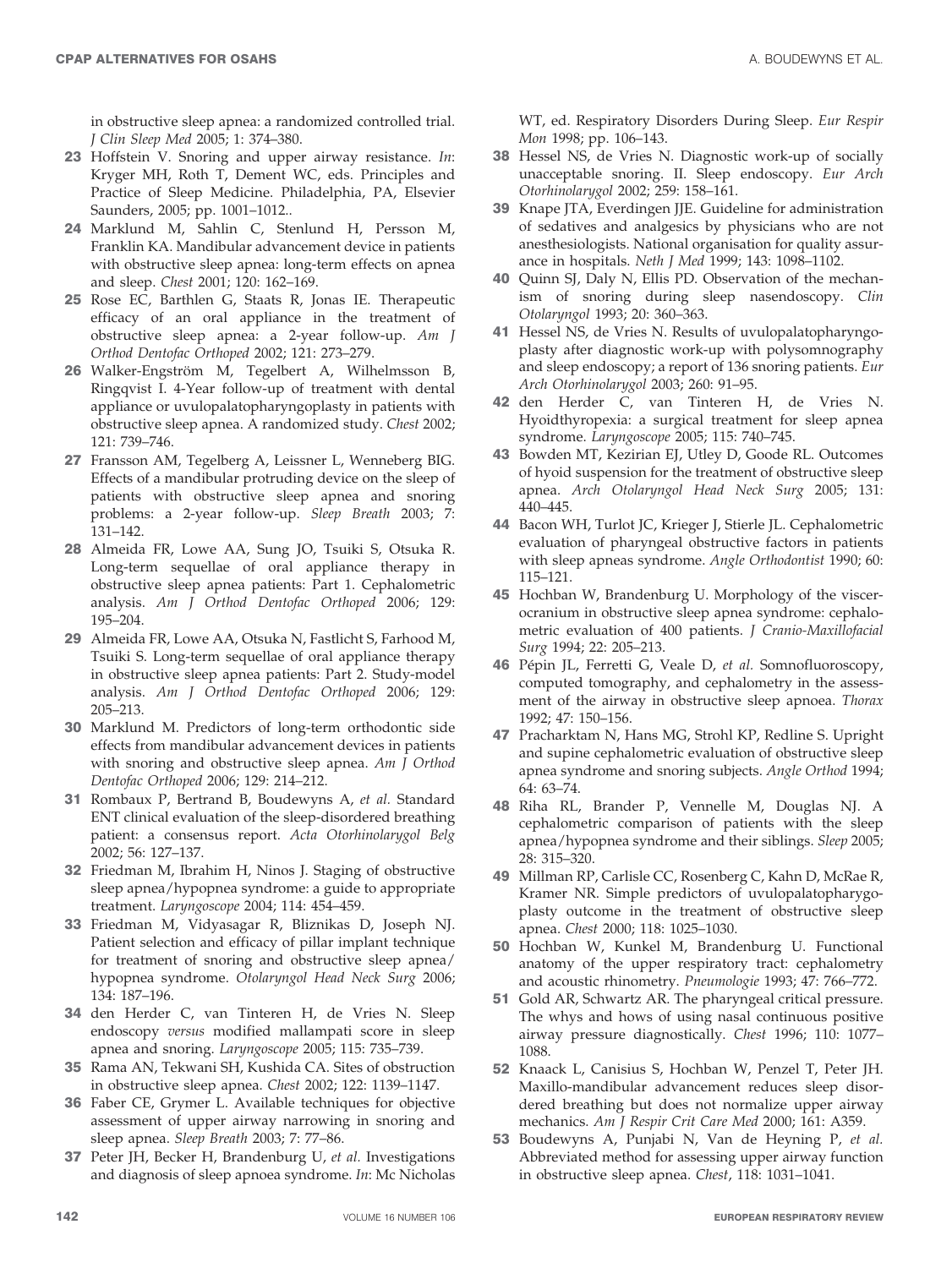in obstructive sleep apnea: a randomized controlled trial. *J Clin Sleep Med* 2005; 1: 374–380.

23 Hoffstein V. Snoring and upper airway resistance. *In*: Kryger MH, Roth T, Dement WC, eds. Principles and Practice of Sleep Medicine. Philadelphia, PA, Elsevier Saunders, 2005; pp. 1001–1012..

24 Marklund M, Sahlin C, Stenlund H, Persson M, Franklin KA. Mandibular advancement device in patients with obstructive sleep apnea: long-term effects on apnea and sleep. *Chest* 2001; 120: 162–169.

25 Rose EC, Barthlen G, Staats R, Jonas IE. Therapeutic efficacy of an oral appliance in the treatment of obstructive sleep apnea: a 2-year follow-up. *Am J Orthod Dentofac Orthoped* 2002; 121: 273–279.

26 Walker-Engström M, Tegelbert A, Wilhelmsson B, Ringqvist I. 4-Year follow-up of treatment with dental appliance or uvulopalatopharyngoplasty in patients with obstructive sleep apnea. A randomized study. *Chest* 2002; 121: 739–746.

27 Fransson AM, Tegelberg A, Leissner L, Wenneberg BIG. Effects of a mandibular protruding device on the sleep of patients with obstructive sleep apnea and snoring problems: a 2-year follow-up. *Sleep Breath* 2003; 7: 131–142.

28 Almeida FR, Lowe AA, Sung JO, Tsuiki S, Otsuka R. Long-term sequellae of oral appliance therapy in obstructive sleep apnea patients: Part 1. Cephalometric analysis. *Am J Orthod Dentofac Orthoped* 2006; 129: 195–204.

29 Almeida FR, Lowe AA, Otsuka N, Fastlicht S, Farhood M, Tsuiki S. Long-term sequellae of oral appliance therapy in obstructive sleep apnea patients: Part 2. Study-model analysis. *Am J Orthod Dentofac Orthoped* 2006; 129: 205–213.

30 Marklund M. Predictors of long-term orthodontic side effects from mandibular advancement devices in patients with snoring and obstructive sleep apnea. *Am J Orthod Dentofac Orthoped* 2006; 129: 214–212.

31 Rombaux P, Bertrand B, Boudewyns A, *et al.* Standard ENT clinical evaluation of the sleep-disordered breathing patient: a consensus report. *Acta Otorhinolarygol Belg* 2002; 56: 127–137.

32 Friedman M, Ibrahim H, Ninos J. Staging of obstructive sleep apnea/hypopnea syndrome: a guide to appropriate treatment. *Laryngoscope* 2004; 114: 454–459.

33 Friedman M, Vidyasagar R, Bliznikas D, Joseph NJ. Patient selection and efficacy of pillar implant technique for treatment of snoring and obstructive sleep apnea/hypopnea syndrome. *Otolaryngol Head Neck Surg* 2006; 134: 187–196.

34 den Herder C, van Tinteren H, de Vries N. Sleep endoscopy *versus* modified mallampati score in sleep apnea and snoring. *Laryngoscope* 2005; 115: 735–739.

35 Rama AN, Tekwani SH, Kushida CA. Sites of obstruction in obstructive sleep apnea. *Chest* 2002; 122: 1139–1147.

36 Faber CE, Grymer L. Available techniques for objective assessment of upper airway narrowing in snoring and sleep apnea. *Sleep Breath* 2003; 7: 77–86.

37 Peter JH, Becker H, Brandenburg U, *et al.* Investigations and diagnosis of sleep apnoea syndrome. *In*: Mc Nicholas WT, ed. Respiratory Disorders During Sleep. *Eur Respir Mon* 1998; pp. 106–143.

38 Hessel NS, de Vries N. Diagnostic work-up of socially unacceptable snoring. II. Sleep endoscopy. *Eur Arch Otorhinolarygol* 2002; 259: 158–161.

39 Knape JTA, Everdingen JJE. Guideline for administration of sedatives and analgesics by physicians who are not anesthesiologists. National organisation for quality assurance in hospitals. *Neth J Med* 1999; 143: 1098–1102.

40 Quinn SJ, Daly N, Ellis PD. Observation of the mechanism of snoring during sleep nasendoscopy. *Clin Otolaryngol* 1993; 20: 360–363.

41 Hessel NS, de Vries N. Results of uvulopalatopharyngoplasty after diagnostic work-up with polysomnography and sleep endoscopy; a report of 136 snoring patients. *Eur Arch Otorhinolarygol* 2003; 260: 91–95.

42 den Herder C, van Tinteren H, de Vries N. Hyoidthyropexia: a surgical treatment for sleep apnea syndrome. *Laryngoscope* 2005; 115: 740–745.

43 Bowden MT, Kezirian EJ, Utley D, Goode RL. Outcomes of hyoid suspension for the treatment of obstructive sleep apnea. *Arch Otolaryngol Head Neck Surg* 2005; 131: 440–445.

44 Bacon WH, Turlot JC, Krieger J, Stierle JL. Cephalometric evaluation of pharyngeal obstructive factors in patients with sleep apneas syndrome. *Angle Orthodontist* 1990; 60: 115–121.

45 Hochban W, Brandenburg U. Morphology of the viscerocranium in obstructive sleep apnea syndrome: cephalometric evaluation of 400 patients. *J Cranio-Maxillofacial Surg* 1994; 22: 205–213.

46 Pépin JL, Ferretti G, Veale D, *et al.* Somnofluoroscopy, computed tomography, and cephalometry in the assessment of the airway in obstructive sleep apnoea. *Thorax* 1992; 47: 150–156.

47 Pracharktam N, Hans MG, Strohl KP, Redline S. Upright and supine cephalometric evaluation of obstructive sleep apnea syndrome and snoring subjects. *Angle Orthod* 1994; 64: 63–74.

48 Riha RL, Brander P, Vennelle M, Douglas NJ. A cephalometric comparison of patients with the sleep apnea/hypopnea syndrome and their siblings. *Sleep* 2005; 28: 315–320.

49 Millman RP, Carlisle CC, Rosenberg C, Kahn D, McRae R, Kramer NR. Simple predictors of uvulopalatopharygoplasty outcome in the treatment of obstructive sleep apnea. *Chest* 2000; 118: 1025–1030.

50 Hochban W, Kunkel M, Brandenburg U. Functional anatomy of the upper respiratory tract: cephalometry and acoustic rhinometry. *Pneumologie* 1993; 47: 766–772.

51 Gold AR, Schwartz AR. The pharyngeal critical pressure. The whys and hows of using nasal continuous positive airway pressure diagnostically. *Chest* 1996; 110: 1077–1088.

52 Knaack L, Canisius S, Hochban W, Penzel T, Peter JH. Maxillo-mandibular advancement reduces sleep disordered breathing but does not normalize upper airway mechanics. *Am J Respir Crit Care Med* 2000; 161: A359.

53 Boudewyns A, Punjabi N, Van de Heyning P, *et al.* Abbreviated method for assessing upper airway function in obstructive sleep apnea. *Chest*, 118: 1031–1041.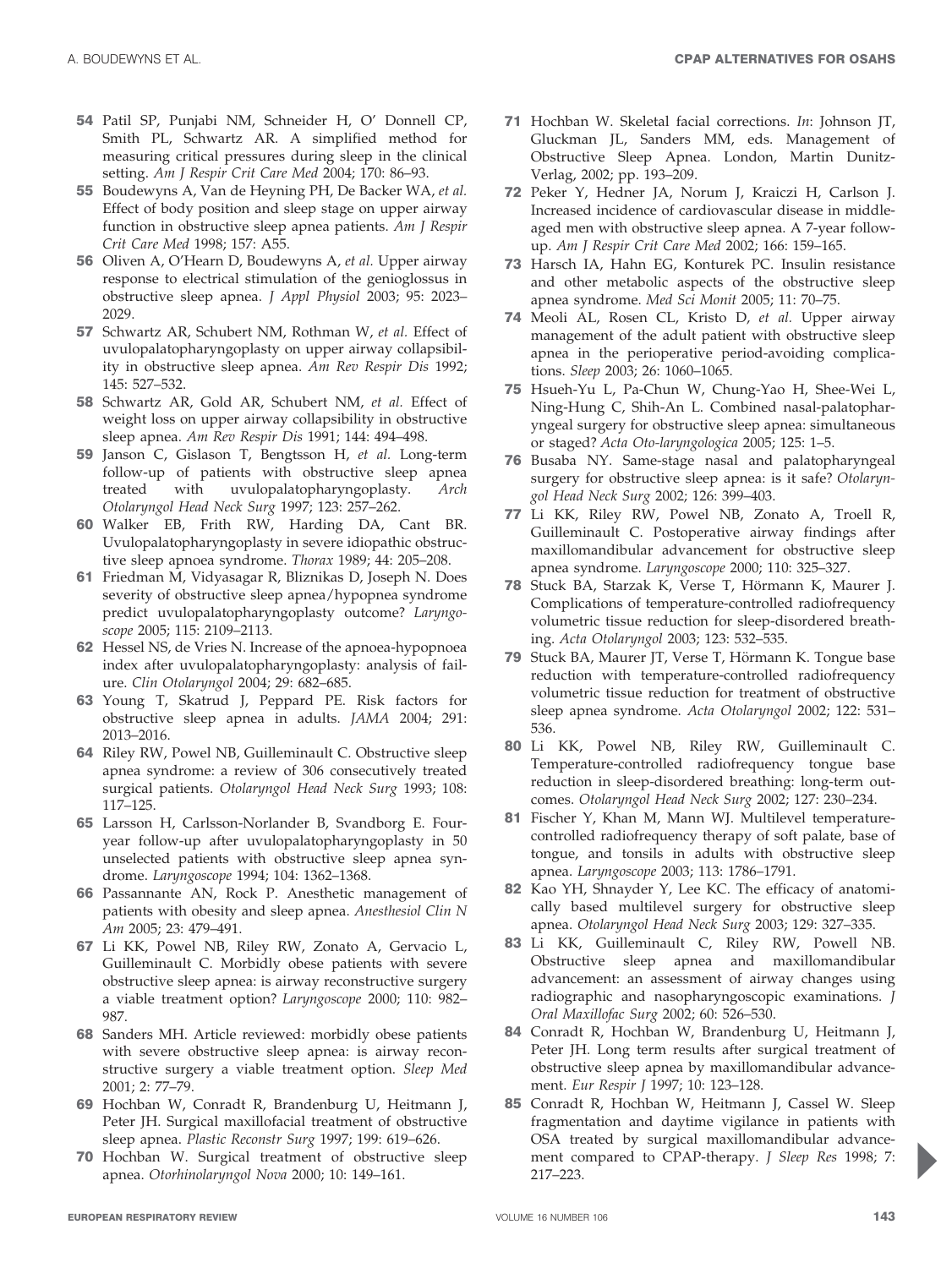54 Patil SP, Punjabi NM, Schneider H, O' Donnell CP, Smith PL, Schwartz AR. A simplified method for measuring critical pressures during sleep in the clinical setting. *Am J Respir Crit Care Med* 2004; 170: 86–93.

55 Boudewyns A, Van de Heyning PH, De Backer WA, *et al.* Effect of body position and sleep stage on upper airway function in obstructive sleep apnea patients. *Am J Respir Crit Care Med* 1998; 157: A55.

56 Oliven A, O'Hearn D, Boudewyns A, *et al.* Upper airway response to electrical stimulation of the genioglossus in obstructive sleep apnea. *J Appl Physiol* 2003; 95: 2023–2029.

57 Schwartz AR, Schubert NM, Rothman W, *et al.* Effect of uvulopalatopharyngoplasty on upper airway collapsibility in obstructive sleep apnea. *Am Rev Respir Dis* 1992; 145: 527–532.

58 Schwartz AR, Gold AR, Schubert NM, *et al.* Effect of weight loss on upper airway collapsibility in obstructive sleep apnea. *Am Rev Respir Dis* 1991; 144: 494–498.

59 Janson C, Gislason T, Bengtsson H, *et al.* Long-term follow-up of patients with obstructive sleep apnea treated with uvulopalatopharyngoplasty. *Arch Otolaryngol Head Neck Surg* 1997; 123: 257–262.

60 Walker EB, Frith RW, Harding DA, Cant BR. Uvulopalatopharyngoplasty in severe idiopathic obstructive sleep apnoea syndrome. *Thorax* 1989; 44: 205–208.

61 Friedman M, Vidyasagar R, Bliznikas D, Joseph N. Does severity of obstructive sleep apnea/hypopnea syndrome predict uvulopalatopharyngoplasty outcome? *Laryngoscope* 2005; 115: 2109–2113.

62 Hessel NS, de Vries N. Increase of the apnoea-hypopnoea index after uvulopalatopharyngoplasty: analysis of failure. *Clin Otolaryngol* 2004; 29: 682–685.

63 Young T, Skatrud J, Peppard PE. Risk factors for obstructive sleep apnea in adults. *JAMA* 2004; 291: 2013–2016.

64 Riley RW, Powel NB, Guilleminault C. Obstructive sleep apnea syndrome: a review of 306 consecutively treated surgical patients. *Otolaryngol Head Neck Surg* 1993; 108: 117–125.

65 Larsson H, Carlsson-Norlander B, Svandborg E. Four-year follow-up after uvulopalatopharyngoplasty in 50 unselected patients with obstructive sleep apnea syndrome. *Laryngoscope* 1994; 104: 1362–1368.

66 Passannante AN, Rock P. Anesthetic management of patients with obesity and sleep apnea. *Anesthesiol Clin N Am* 2005; 23: 479–491.

67 Li KK, Powel NB, Riley RW, Zonato A, Gervacio L, Guilleminault C. Morbidly obese patients with severe obstructive sleep apnea: is airway reconstructive surgery a viable treatment option? *Laryngoscope* 2000; 110: 982–987.

68 Sanders MH. Article reviewed: morbidly obese patients with severe obstructive sleep apnea: is airway reconstructive surgery a viable treatment option. *Sleep Med* 2001; 2: 77–79.

69 Hochban W, Conradt R, Brandenburg U, Heitmann J, Peter JH. Surgical maxillofacial treatment of obstructive sleep apnea. *Plastic Reconstr Surg* 1997; 199: 619–626.

70 Hochban W. Surgical treatment of obstructive sleep apnea. *Otorhinolaryngol Nova* 2000; 10: 149–161.

71 Hochban W. Skeletal facial corrections. *In*: Johnson JT, Gluckman JL, Sanders MM, eds. Management of Obstructive Sleep Apnea. London, Martin Dunitz-Verlag, 2002; pp. 193–209.

72 Peker Y, Hedner JA, Norum J, Kraiczi H, Carlson J. Increased incidence of cardiovascular disease in middle-aged men with obstructive sleep apnea. A 7-year follow-up. *Am J Respir Crit Care Med* 2002; 166: 159–165.

73 Harsch IA, Hahn EG, Konturek PC. Insulin resistance and other metabolic aspects of the obstructive sleep apnea syndrome. *Med Sci Monit* 2005; 11: 70–75.

74 Meoli AL, Rosen CL, Kristo D, *et al.* Upper airway management of the adult patient with obstructive sleep apnea in the perioperative period-avoiding complications. *Sleep* 2003; 26: 1060–1065.

75 Hsueh-Yu L, Pa-Chun W, Chung-Yao H, Shee-Wei L, Ning-Hung C, Shih-An L. Combined nasal-palatopharyngeal surgery for obstructive sleep apnea: simultaneous or staged? *Acta Oto-laryngologica* 2005; 125: 1–5.

76 Busaba NY. Same-stage nasal and palatopharyngeal surgery for obstructive sleep apnea: is it safe? *Otolaryngol Head Neck Surg* 2002; 126: 399–403.

77 Li KK, Riley RW, Powel NB, Zonato A, Troell R, Guilleminault C. Postoperative airway findings after maxillomandibular advancement for obstructive sleep apnea syndrome. *Laryngoscope* 2000; 110: 325–327.

78 Stuck BA, Starzak K, Verse T, Hörmann K, Maurer J. Complications of temperature-controlled radiofrequency volumetric tissue reduction for sleep-disordered breathing. *Acta Otolaryngol* 2003; 123: 532–535.

79 Stuck BA, Maurer JT, Verse T, Hörmann K. Tongue base reduction with temperature-controlled radiofrequency volumetric tissue reduction for treatment of obstructive sleep apnea syndrome. *Acta Otolaryngol* 2002; 122: 531–536.

80 Li KK, Powel NB, Riley RW, Guilleminault C. Temperature-controlled radiofrequency tongue base reduction in sleep-disordered breathing: long-term outcomes. *Otolaryngol Head Neck Surg* 2002; 127: 230–234.

81 Fischer Y, Khan M, Mann WJ. Multilevel temperature-controlled radiofrequency therapy of soft palate, base of tongue, and tonsils in adults with obstructive sleep apnea. *Laryngoscope* 2003; 113: 1786–1791.

82 Kao YH, Shnayder Y, Lee KC. The efficacy of anatomically based multilevel surgery for obstructive sleep apnea. *Otolaryngol Head Neck Surg* 2003; 129: 327–335.

83 Li KK, Guilleminault C, Riley RW, Powell NB. Obstructive sleep apnea and maxillomandibular advancement: an assessment of airway changes using radiographic and nasopharyngoscopic examinations. *J Oral Maxillofac Surg* 2002; 60: 526–530.

84 Conradt R, Hochban W, Brandenburg U, Heitmann J, Peter JH. Long term results after surgical treatment of obstructive sleep apnea by maxillomandibular advancement. *Eur Respir J* 1997; 10: 123–128.

85 Conradt R, Hochban W, Heitmann J, Cassel W. Sleep fragmentation and daytime vigilance in patients with OSA treated by surgical maxillomandibular advancement compared to CPAP-therapy. *J Sleep Res* 1998; 7: 217–223.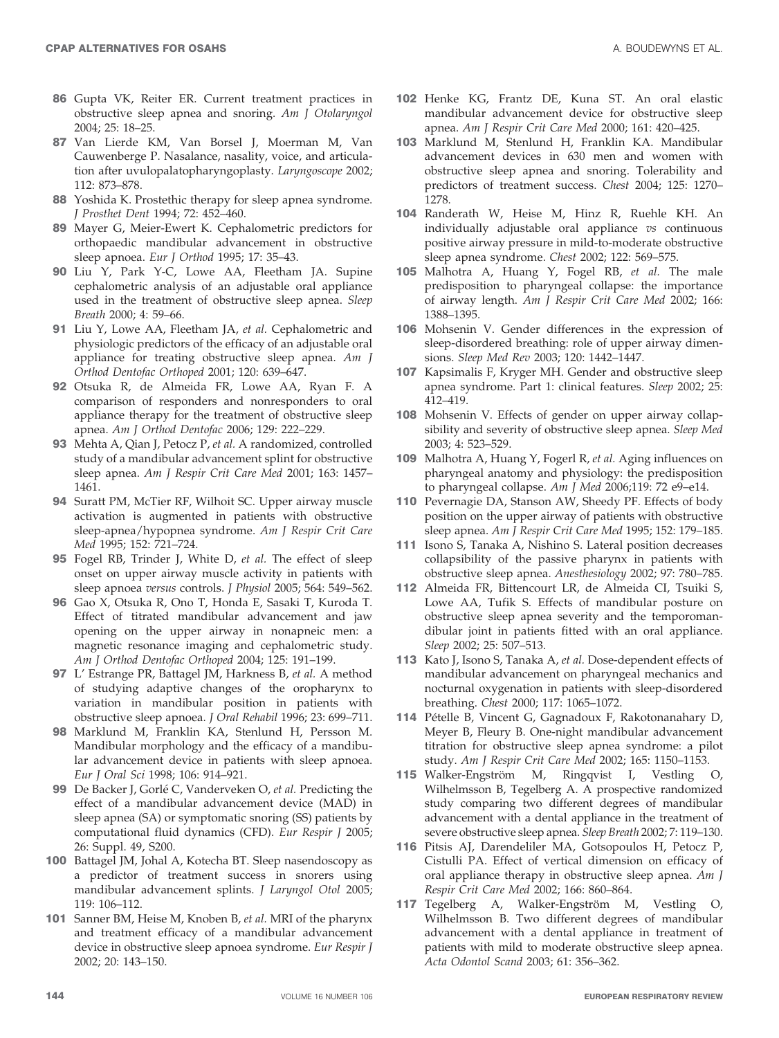86 Gupta VK, Reiter ER. Current treatment practices in obstructive sleep apnea and snoring. *Am J Otolaryngol* 2004; 25: 18–25.

87 Van Lierde KM, Van Borsel J, Moerman M, Van Cauwenberge P. Nasalance, nasality, voice, and articulation after uvulopalatopharyngoplasty. *Laryngoscope* 2002; 112: 873–878.

88 Yoshida K. Prostethic therapy for sleep apnea syndrome. *J Prosthet Dent* 1994; 72: 452–460.

89 Mayer G, Meier-Ewert K. Cephalometric predictors for orthopaedic mandibular advancement in obstructive sleep apnoea. *Eur J Orthod* 1995; 17: 35–43.

90 Liu Y, Park Y-C, Lowe AA, Fleetham JA. Supine cephalometric analysis of an adjustable oral appliance used in the treatment of obstructive sleep apnea. *Sleep Breath* 2000; 4: 59–66.

91 Liu Y, Lowe AA, Fleetham JA, *et al.* Cephalometric and physiologic predictors of the efficacy of an adjustable oral appliance for treating obstructive sleep apnea. *Am J Orthod Dentofac Orthoped* 2001; 120: 639–647.

92 Otsuka R, de Almeida FR, Lowe AA, Ryan F. A comparison of responders and nonresponders to oral appliance therapy for the treatment of obstructive sleep apnea. *Am J Orthod Dentofac* 2006; 129: 222–229.

93 Mehta A, Qian J, Petocz P, *et al.* A randomized, controlled study of a mandibular advancement splint for obstructive sleep apnea. *Am J Respir Crit Care Med* 2001; 163: 1457–1461.

94 Suratt PM, McTier RF, Wilhoit SC. Upper airway muscle activation is augmented in patients with obstructive sleep-apnea/hypopnea syndrome. *Am J Respir Crit Care Med* 1995; 152: 721–724.

95 Fogel RB, Trinder J, White D, *et al.* The effect of sleep onset on upper airway muscle activity in patients with sleep apnoea *versus* controls. *J Physiol* 2005; 564: 549–562.

96 Gao X, Otsuka R, Ono T, Honda E, Sasaki T, Kuroda T. Effect of titrated mandibular advancement and jaw opening on the upper airway in nonapneic men: a magnetic resonance imaging and cephalometric study. *Am J Orthod Dentofac Orthoped* 2004; 125: 191–199.

97 L' Estrange PR, Battagel JM, Harkness B, *et al.* A method of studying adaptive changes of the oropharynx to variation in mandibular position in patients with obstructive sleep apnoea. *J Oral Rehabil* 1996; 23: 699–711.

98 Marklund M, Franklin KA, Stenlund H, Persson M. Mandibular morphology and the efficacy of a mandibular advancement device in patients with sleep apnoea. *Eur J Oral Sci* 1998; 106: 914–921.

99 De Backer J, Gorlé C, Vanderveken O, *et al.* Predicting the effect of a mandibular advancement device (MAD) in sleep apnea (SA) or symptomatic snoring (SS) patients by computational fluid dynamics (CFD). *Eur Respir J* 2005; 26: Suppl. 49, S200.

100 Battagel JM, Johal A, Kotecha BT. Sleep nasendoscopy as a predictor of treatment success in snorers using mandibular advancement splints. *J Laryngol Otol* 2005; 119: 106–112.

101 Sanner BM, Heise M, Knoben B, *et al.* MRI of the pharynx and treatment efficacy of a mandibular advancement device in obstructive sleep apnoea syndrome. *Eur Respir J* 2002; 20: 143–150.

102 Henke KG, Frantz DE, Kuna ST. An oral elastic mandibular advancement device for obstructive sleep apnea. *Am J Respir Crit Care Med* 2000; 161: 420–425.

103 Marklund M, Stenlund H, Franklin KA. Mandibular advancement devices in 630 men and women with obstructive sleep apnea and snoring. Tolerability and predictors of treatment success. *Chest* 2004; 125: 1270–1278.

104 Randerath W, Heise M, Hinz R, Ruehle KH. An individually adjustable oral appliance *vs* continuous positive airway pressure in mild-to-moderate obstructive sleep apnea syndrome. *Chest* 2002; 122: 569–575.

105 Malhotra A, Huang Y, Fogel RB, *et al.* The male predisposition to pharyngeal collapse: the importance of airway length. *Am J Respir Crit Care Med* 2002; 166: 1388–1395.

106 Mohsenin V. Gender differences in the expression of sleep-disordered breathing: role of upper airway dimensions. *Sleep Med Rev* 2003; 120: 1442–1447.

107 Kapsimalis F, Kryger MH. Gender and obstructive sleep apnea syndrome. Part 1: clinical features. *Sleep* 2002; 25: 412–419.

108 Mohsenin V. Effects of gender on upper airway collapsibility and severity of obstructive sleep apnea. *Sleep Med* 2003; 4: 523–529.

109 Malhotra A, Huang Y, Fogerl R, *et al.* Aging influences on pharyngeal anatomy and physiology: the predisposition to pharyngeal collapse. *Am J Med* 2006;119: 72 e9–e14.

110 Pevernagie DA, Stanson AW, Sheedy PF. Effects of body position on the upper airway of patients with obstructive sleep apnea. *Am J Respir Crit Care Med* 1995; 152: 179–185.

111 Isono S, Tanaka A, Nishino S. Lateral position decreases collapsibility of the passive pharynx in patients with obstructive sleep apnea. *Anesthesiology* 2002; 97: 780–785.

112 Almeida FR, Bittencourt LR, de Almeida CI, Tsuiki S, Lowe AA, Tufik S. Effects of mandibular posture on obstructive sleep apnea severity and the temporomandibular joint in patients fitted with an oral appliance. *Sleep* 2002; 25: 507–513.

113 Kato J, Isono S, Tanaka A, *et al.* Dose-dependent effects of mandibular advancement on pharyngeal mechanics and nocturnal oxygenation in patients with sleep-disordered breathing. *Chest* 2000; 117: 1065–1072.

114 Pételle B, Vincent G, Gagnadoux F, Rakotonanahary D, Meyer B, Fleury B. One-night mandibular advancement titration for obstructive sleep apnea syndrome: a pilot study. *Am J Respir Crit Care Med* 2002; 165: 1150–1153.

115 Walker-Engström M, Ringqvist I, Vestling O, Wilhelmsson B, Tegelberg A. A prospective randomized study comparing two different degrees of mandibular advancement with a dental appliance in the treatment of severe obstructive sleep apnea. *Sleep Breath* 2002; 7: 119–130.

116 Pitsis AJ, Darendeliler MA, Gotsopoulos H, Petocz P, Cistulli PA. Effect of vertical dimension on efficacy of oral appliance therapy in obstructive sleep apnea. *Am J Respir Crit Care Med* 2002; 166: 860–864.

117 Tegelberg A, Walker-Engström M, Vestling O, Wilhelmsson B. Two different degrees of mandibular advancement with a dental appliance in treatment of patients with mild to moderate obstructive sleep apnea. *Acta Odontol Scand* 2003; 61: 356–362.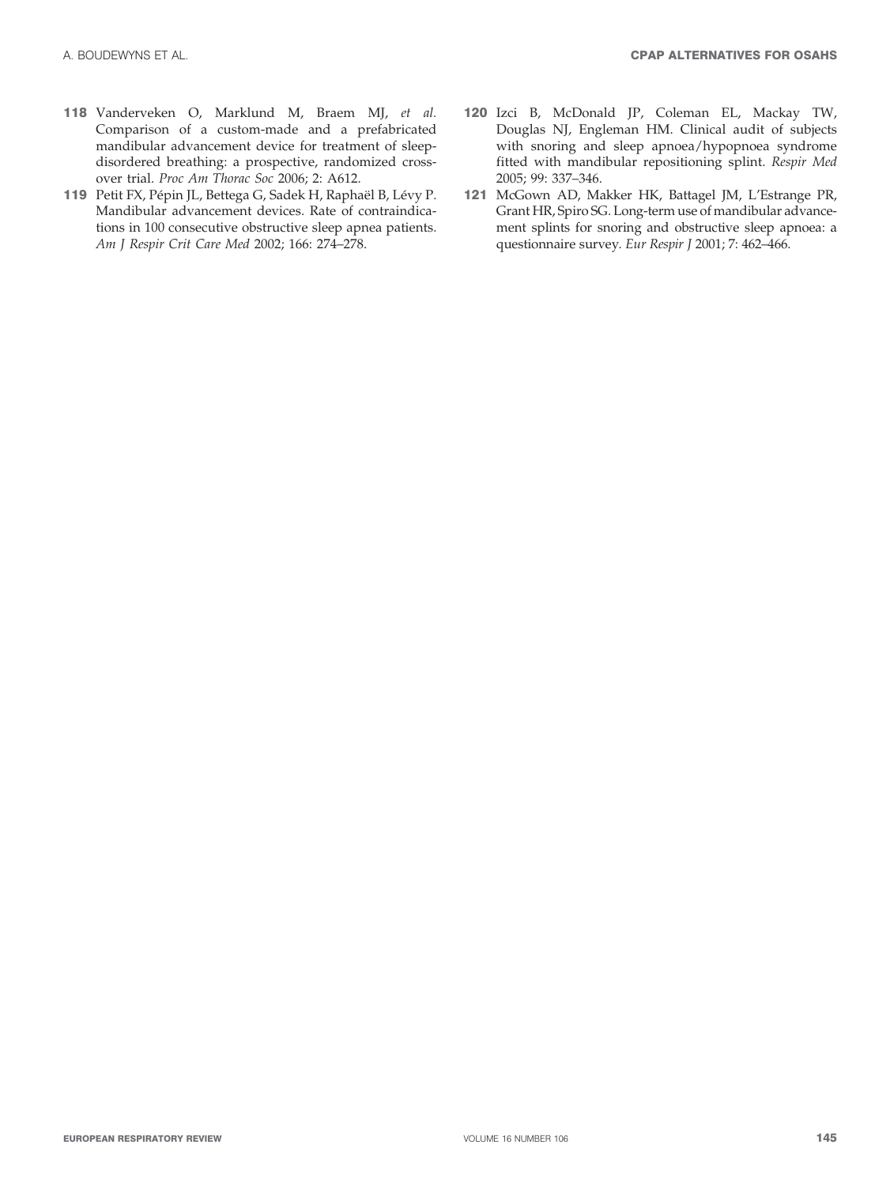**118** Vanderveken O, Marklund M, Braem MJ, *et al.* Comparison of a custom-made and a prefabricated mandibular advancement device for treatment of sleep-disordered breathing: a prospective, randomized cross-over trial. *Proc Am Thorac Soc* 2006; 2: A612.

**119** Petit FX, Pépin JL, Bettega G, Sadek H, Raphaël B, Lévy P. Mandibular advancement devices. Rate of contraindications in 100 consecutive obstructive sleep apnea patients. *Am J Respir Crit Care Med* 2002; 166: 274–278.

**120** Izci B, McDonald JP, Coleman EL, Mackay TW, Douglas NJ, Engleman HM. Clinical audit of subjects with snoring and sleep apnoea/hypopnoea syndrome fitted with mandibular repositioning splint. *Respir Med* 2005; 99: 337–346.

**121** McGown AD, Makker HK, Battagel JM, L'Estrange PR, Grant HR, Spiro SG. Long-term use of mandibular advancement splints for snoring and obstructive sleep apnoea: a questionnaire survey. *Eur Respir J* 2001; 7: 462–466.